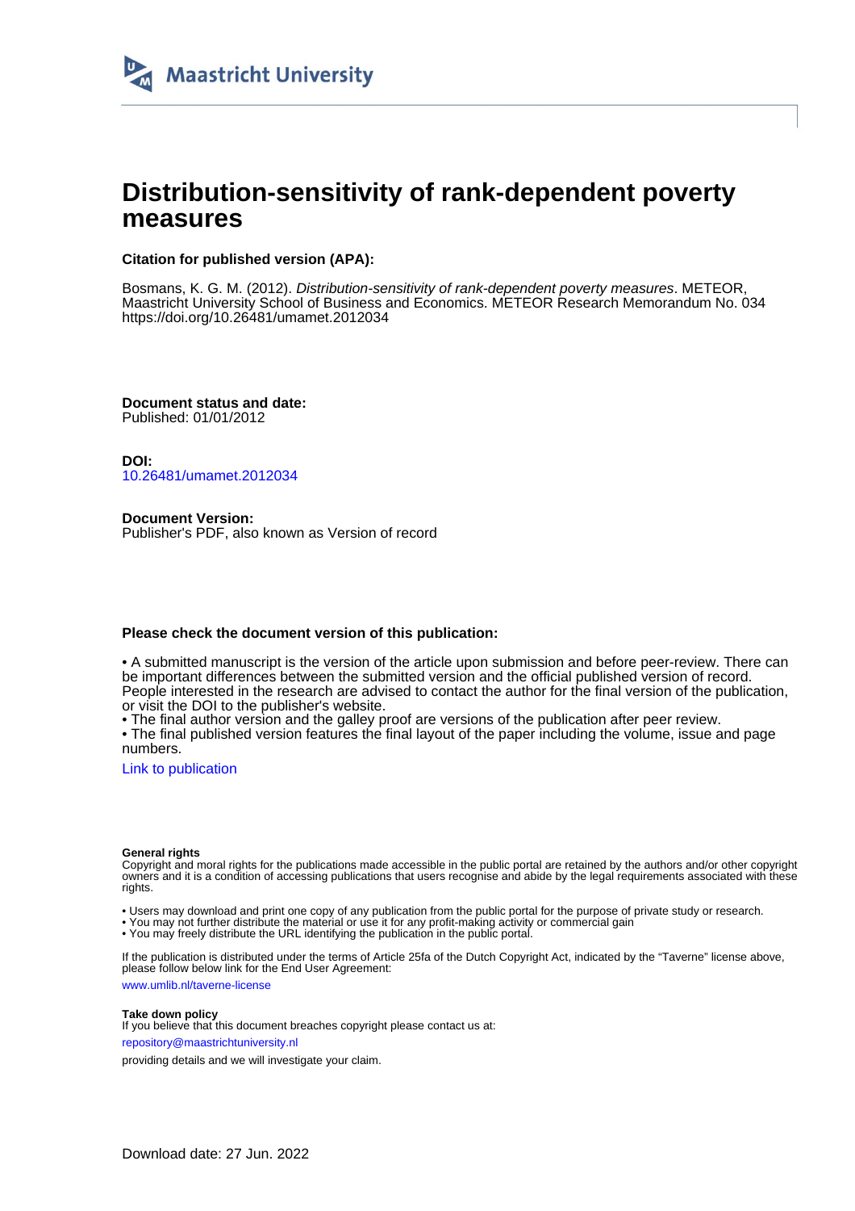# Distribution-sensitivity of rank-dependent poverty measures

**Citation for published version (APA):**

Bosmans, K. G. M. (2012). *Distribution-sensitivity of rank-dependent poverty measures*. METEOR, Maastricht University School of Business and Economics. METEOR Research Memorandum No. 034 https://doi.org/10.26481/umamet.2012034

**Document status and date:**
Published: 01/01/2012

**DOI:**
10.26481/umamet.2012034

**Document Version:**
Publisher's PDF, also known as Version of record

**Please check the document version of this publication:**

• A submitted manuscript is the version of the article upon submission and before peer-review. There can be important differences between the submitted version and the official published version of record. People interested in the research are advised to contact the author for the final version of the publication, or visit the DOI to the publisher's website.
• The final author version and the galley proof are versions of the publication after peer review.
• The final published version features the final layout of the paper including the volume, issue and page numbers.

Link to publication

**General rights**
Copyright and moral rights for the publications made accessible in the public portal are retained by the authors and/or other copyright owners and it is a condition of accessing publications that users recognise and abide by the legal requirements associated with these rights.

• Users may download and print one copy of any publication from the public portal for the purpose of private study or research.
• You may not further distribute the material or use it for any profit-making activity or commercial gain
• You may freely distribute the URL identifying the publication in the public portal.

If the publication is distributed under the terms of Article 25fa of the Dutch Copyright Act, indicated by the "Taverne" license above, please follow below link for the End User Agreement:

www.umlib.nl/taverne-license

**Take down policy**
If you believe that this document breaches copyright please contact us at:

repository@maastrichtuniversity.nl

providing details and we will investigate your claim.

Download date: 27 Jun. 2022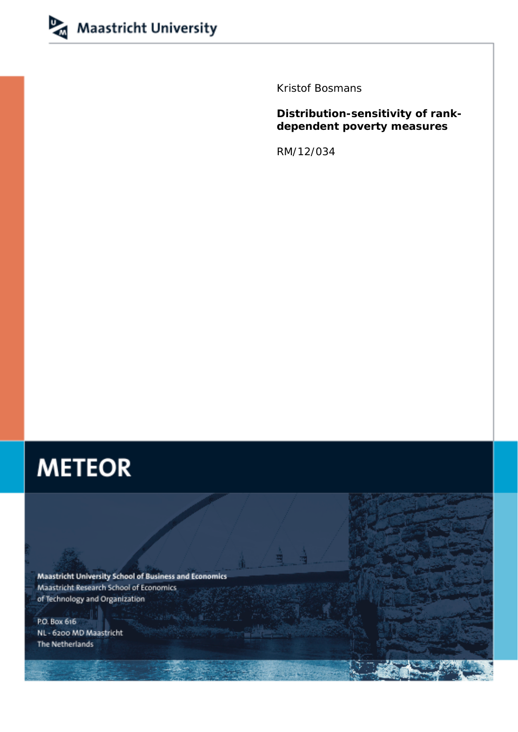Maastricht University

Kristof Bosmans

**Distribution-sensitivity of rank-dependent poverty measures**

RM/12/034

# METEOR

Maastricht University School of Business and Economics
Maastricht Research School of Economics
of Technology and Organization

P.O. Box 616
NL - 6200 MD Maastricht
The Netherlands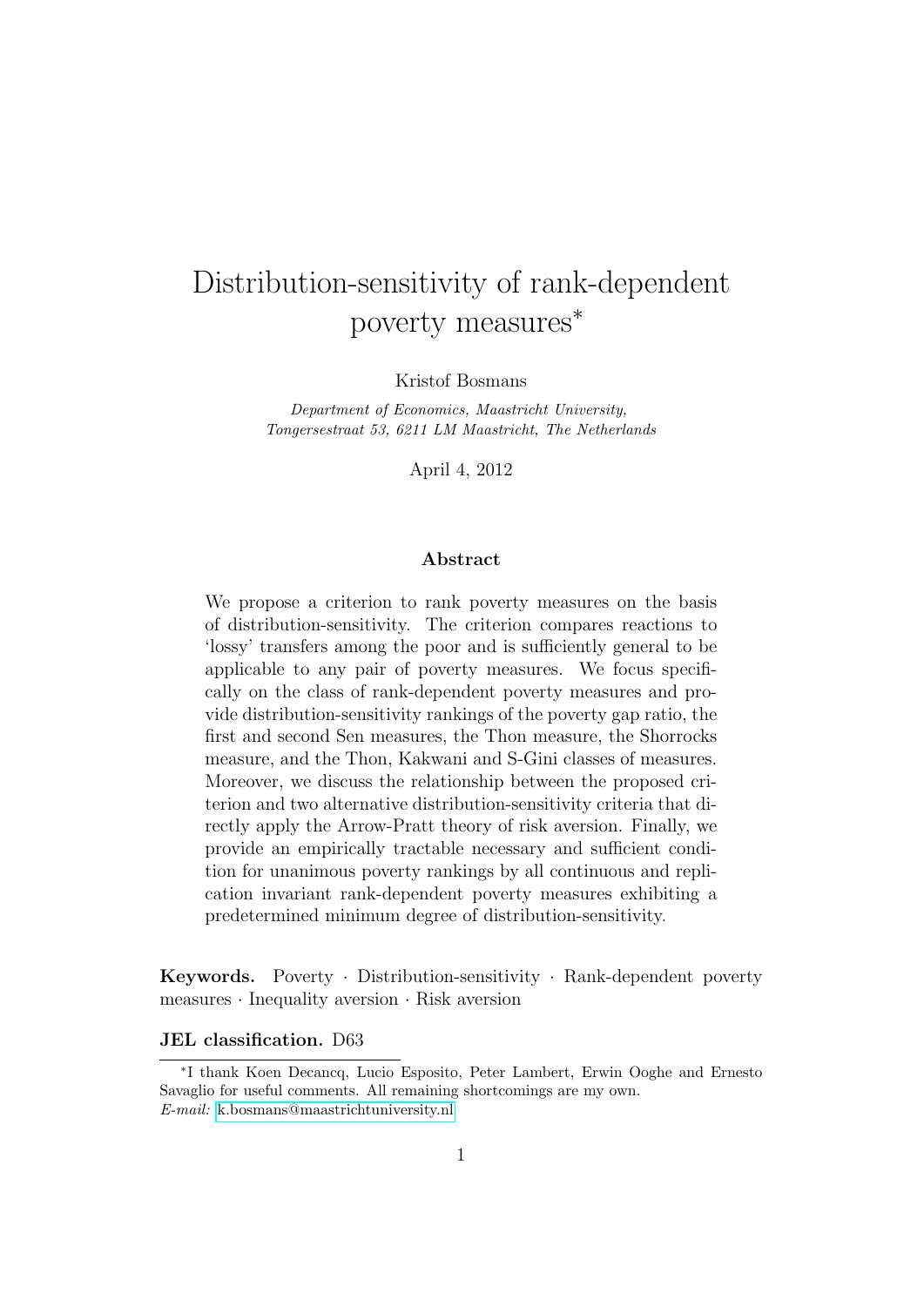# Distribution-sensitivity of rank-dependent poverty measures*

Kristof Bosmans

*Department of Economics, Maastricht University, Tongersestraat 53, 6211 LM Maastricht, The Netherlands*

April 4, 2012

### Abstract

We propose a criterion to rank poverty measures on the basis of distribution-sensitivity. The criterion compares reactions to 'lossy' transfers among the poor and is sufficiently general to be applicable to any pair of poverty measures. We focus specifically on the class of rank-dependent poverty measures and provide distribution-sensitivity rankings of the poverty gap ratio, the first and second Sen measures, the Thon measure, the Shorrocks measure, and the Thon, Kakwani and S-Gini classes of measures. Moreover, we discuss the relationship between the proposed criterion and two alternative distribution-sensitivity criteria that directly apply the Arrow-Pratt theory of risk aversion. Finally, we provide an empirically tractable necessary and sufficient condition for unanimous poverty rankings by all continuous and replication invariant rank-dependent poverty measures exhibiting a predetermined minimum degree of distribution-sensitivity.

**Keywords.** Poverty · Distribution-sensitivity · Rank-dependent poverty measures · Inequality aversion · Risk aversion

**JEL classification.** D63

*I thank Koen Decancq, Lucio Esposito, Peter Lambert, Erwin Ooghe and Ernesto Savaglio for useful comments. All remaining shortcomings are my own.
*E-mail:* k.bosmans@maastrichtuniversity.nl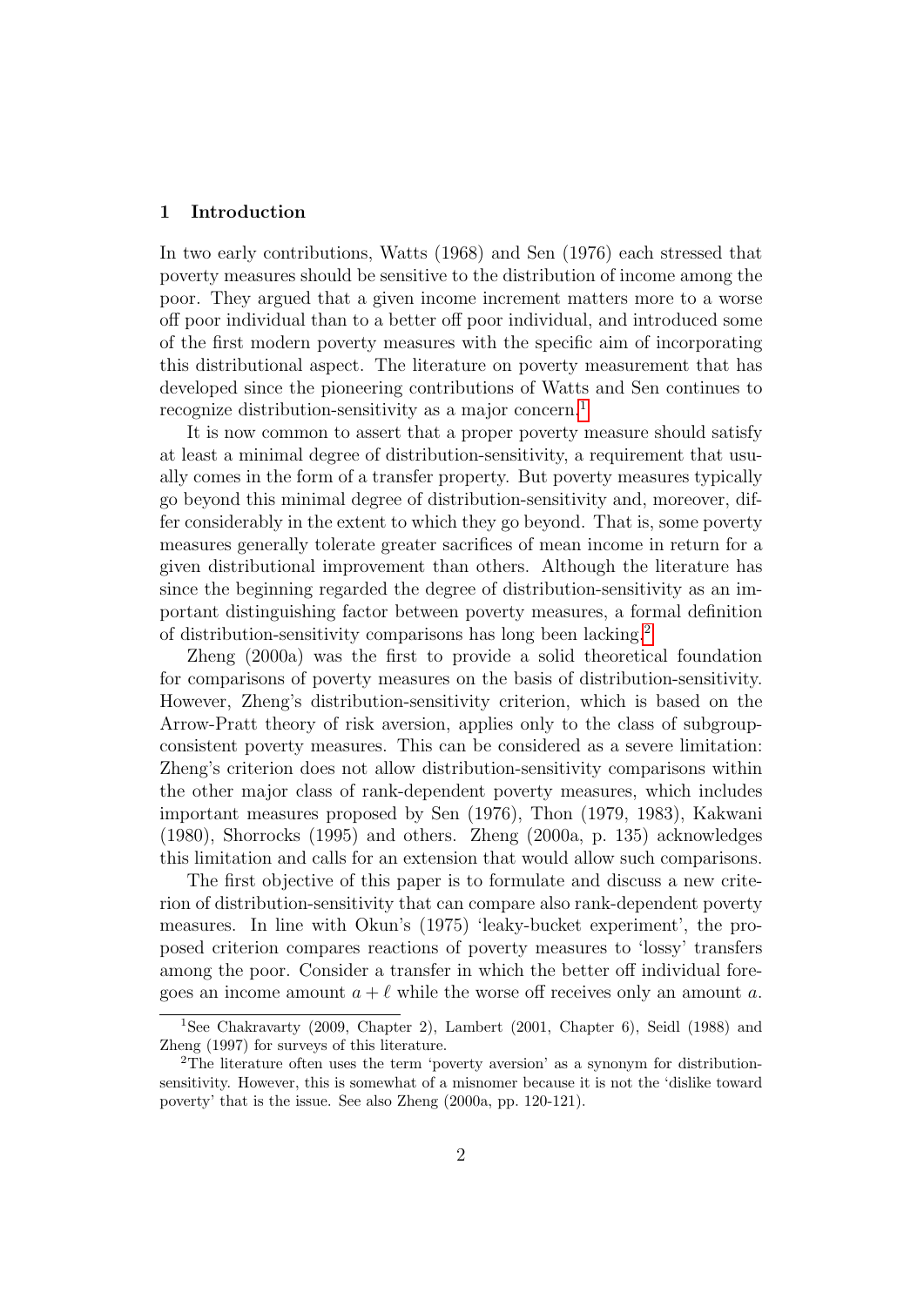## 1 Introduction

In two early contributions, Watts (1968) and Sen (1976) each stressed that poverty measures should be sensitive to the distribution of income among the poor. They argued that a given income increment matters more to a worse off poor individual than to a better off poor individual, and introduced some of the first modern poverty measures with the specific aim of incorporating this distributional aspect. The literature on poverty measurement that has developed since the pioneering contributions of Watts and Sen continues to recognize distribution-sensitivity as a major concern.[1]

It is now common to assert that a proper poverty measure should satisfy at least a minimal degree of distribution-sensitivity, a requirement that usually comes in the form of a transfer property. But poverty measures typically go beyond this minimal degree of distribution-sensitivity and, moreover, differ considerably in the extent to which they go beyond. That is, some poverty measures generally tolerate greater sacrifices of mean income in return for a given distributional improvement than others. Although the literature has since the beginning regarded the degree of distribution-sensitivity as an important distinguishing factor between poverty measures, a formal definition of distribution-sensitivity comparisons has long been lacking.[2]

Zheng (2000a) was the first to provide a solid theoretical foundation for comparisons of poverty measures on the basis of distribution-sensitivity. However, Zheng's distribution-sensitivity criterion, which is based on the Arrow-Pratt theory of risk aversion, applies only to the class of subgroup-consistent poverty measures. This can be considered as a severe limitation: Zheng's criterion does not allow distribution-sensitivity comparisons within the other major class of rank-dependent poverty measures, which includes important measures proposed by Sen (1976), Thon (1979, 1983), Kakwani (1980), Shorrocks (1995) and others. Zheng (2000a, p. 135) acknowledges this limitation and calls for an extension that would allow such comparisons.

The first objective of this paper is to formulate and discuss a new criterion of distribution-sensitivity that can compare also rank-dependent poverty measures. In line with Okun's (1975) 'leaky-bucket experiment', the proposed criterion compares reactions of poverty measures to 'lossy' transfers among the poor. Consider a transfer in which the better off individual foregoes an income amount $a + \ell$ while the worse off receives only an amount $a$.

[1] See Chakravarty (2009, Chapter 2), Lambert (2001, Chapter 6), Seidl (1988) and Zheng (1997) for surveys of this literature.

[2] The literature often uses the term 'poverty aversion' as a synonym for distribution-sensitivity. However, this is somewhat of a misnomer because it is not the 'dislike toward poverty' that is the issue. See also Zheng (2000a, pp. 120-121).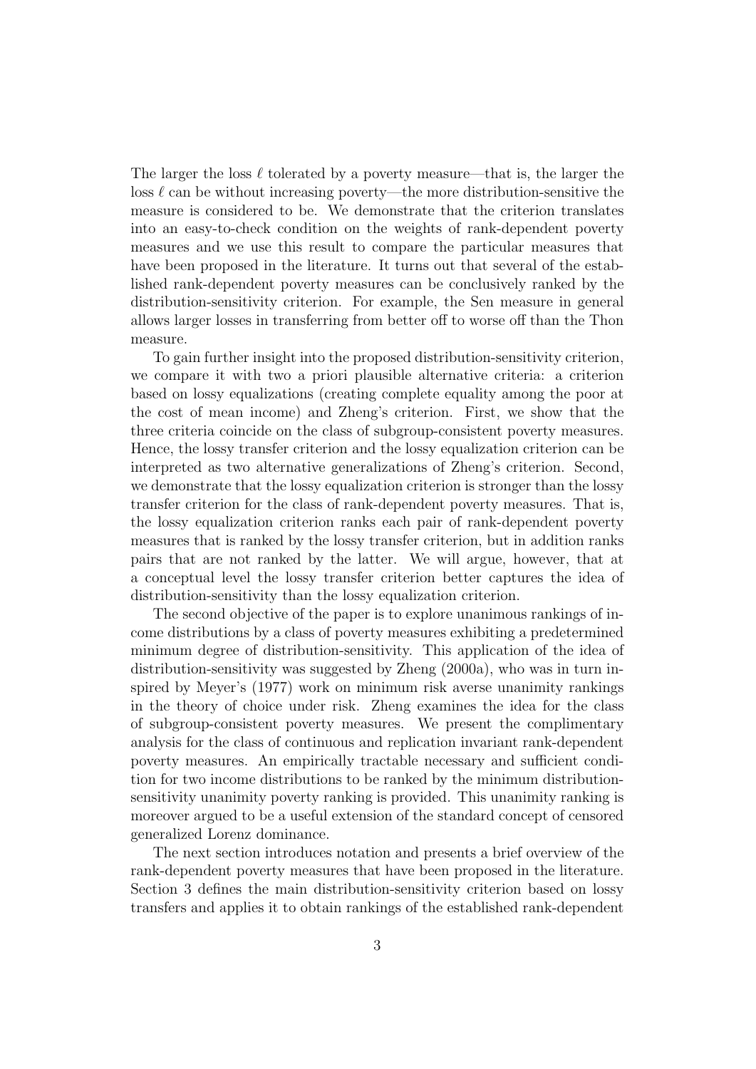The larger the loss $\ell$ tolerated by a poverty measure—that is, the larger the loss $\ell$ can be without increasing poverty—the more distribution-sensitive the measure is considered to be. We demonstrate that the criterion translates into an easy-to-check condition on the weights of rank-dependent poverty measures and we use this result to compare the particular measures that have been proposed in the literature. It turns out that several of the established rank-dependent poverty measures can be conclusively ranked by the distribution-sensitivity criterion. For example, the Sen measure in general allows larger losses in transferring from better off to worse off than the Thon measure.

To gain further insight into the proposed distribution-sensitivity criterion, we compare it with two a priori plausible alternative criteria: a criterion based on lossy equalizations (creating complete equality among the poor at the cost of mean income) and Zheng's criterion. First, we show that the three criteria coincide on the class of subgroup-consistent poverty measures. Hence, the lossy transfer criterion and the lossy equalization criterion can be interpreted as two alternative generalizations of Zheng's criterion. Second, we demonstrate that the lossy equalization criterion is stronger than the lossy transfer criterion for the class of rank-dependent poverty measures. That is, the lossy equalization criterion ranks each pair of rank-dependent poverty measures that is ranked by the lossy transfer criterion, but in addition ranks pairs that are not ranked by the latter. We will argue, however, that at a conceptual level the lossy transfer criterion better captures the idea of distribution-sensitivity than the lossy equalization criterion.

The second objective of the paper is to explore unanimous rankings of income distributions by a class of poverty measures exhibiting a predetermined minimum degree of distribution-sensitivity. This application of the idea of distribution-sensitivity was suggested by Zheng (2000a), who was in turn inspired by Meyer's (1977) work on minimum risk averse unanimity rankings in the theory of choice under risk. Zheng examines the idea for the class of subgroup-consistent poverty measures. We present the complimentary analysis for the class of continuous and replication invariant rank-dependent poverty measures. An empirically tractable necessary and sufficient condition for two income distributions to be ranked by the minimum distribution-sensitivity unanimity poverty ranking is provided. This unanimity ranking is moreover argued to be a useful extension of the standard concept of censored generalized Lorenz dominance.

The next section introduces notation and presents a brief overview of the rank-dependent poverty measures that have been proposed in the literature. Section 3 defines the main distribution-sensitivity criterion based on lossy transfers and applies it to obtain rankings of the established rank-dependent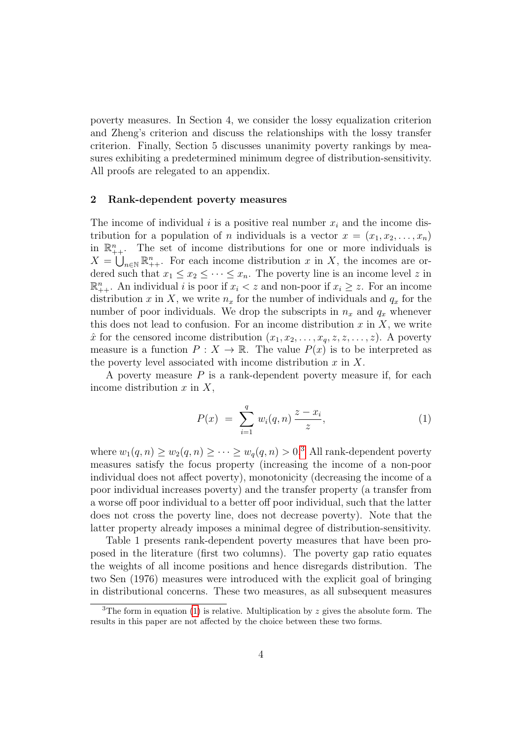poverty measures. In Section 4, we consider the lossy equalization criterion and Zheng's criterion and discuss the relationships with the lossy transfer criterion. Finally, Section 5 discusses unanimity poverty rankings by measures exhibiting a predetermined minimum degree of distribution-sensitivity. All proofs are relegated to an appendix.

## 2 Rank-dependent poverty measures

The income of individual $i$ is a positive real number $x_i$ and the income distribution for a population of $n$ individuals is a vector $x = (x_1, x_2, \ldots, x_n)$ in $\mathbb{R}^n_{++}$. The set of income distributions for one or more individuals is $X = \bigcup_{n \in \mathbb{N}} \mathbb{R}^n_{++}$. For each income distribution $x$ in $X$, the incomes are ordered such that $x_1 \leq x_2 \leq \cdots \leq x_n$. The poverty line is an income level $z$ in $\mathbb{R}^n_{++}$. An individual $i$ is poor if $x_i < z$ and non-poor if $x_i \geq z$. For an income distribution $x$ in $X$, we write $n_x$ for the number of individuals and $q_x$ for the number of poor individuals. We drop the subscripts in $n_x$ and $q_x$ whenever this does not lead to confusion. For an income distribution $x$ in $X$, we write $\hat{x}$ for the censored income distribution $(x_1, x_2, \ldots, x_q, z, z, \ldots, z)$. A poverty measure is a function $P : X \to \mathbb{R}$. The value $P(x)$ is to be interpreted as the poverty level associated with income distribution $x$ in $X$.

A poverty measure $P$ is a rank-dependent poverty measure if, for each income distribution $x$ in $X$,

$$P(x) \;=\; \sum_{i=1}^{q} w_i(q,n)\, \frac{z - x_i}{z}, \tag{1}$$

where $w_1(q,n) \geq w_2(q,n) \geq \cdots \geq w_q(q,n) > 0$.[3] All rank-dependent poverty measures satisfy the focus property (increasing the income of a non-poor individual does not affect poverty), monotonicity (decreasing the income of a poor individual increases poverty) and the transfer property (a transfer from a worse off poor individual to a better off poor individual, such that the latter does not cross the poverty line, does not decrease poverty). Note that the latter property already imposes a minimal degree of distribution-sensitivity.

Table 1 presents rank-dependent poverty measures that have been proposed in the literature (first two columns). The poverty gap ratio equates the weights of all income positions and hence disregards distribution. The two Sen (1976) measures were introduced with the explicit goal of bringing in distributional concerns. These two measures, as all subsequent measures

[3] The form in equation (1) is relative. Multiplication by $z$ gives the absolute form. The results in this paper are not affected by the choice between these two forms.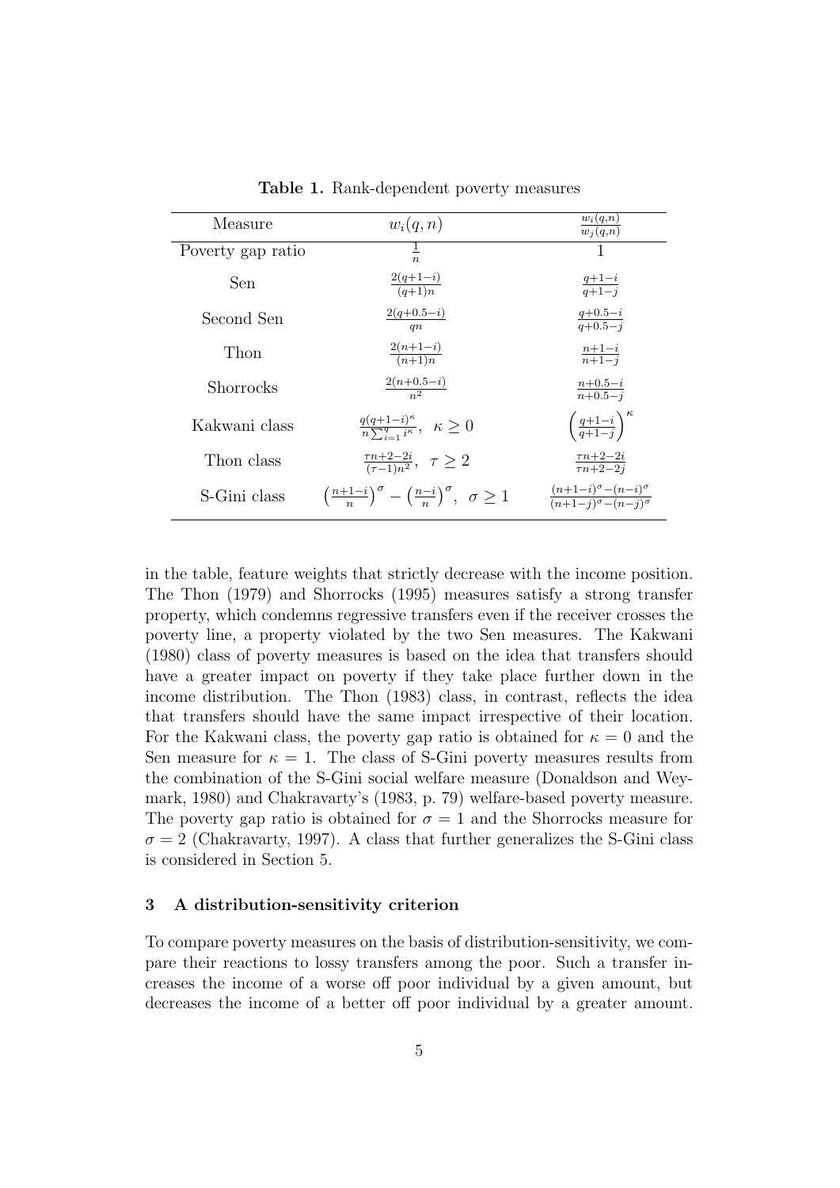**Table 1.** Rank-dependent poverty measures

| Measure | $w_i(q,n)$ | $\frac{w_i(q,n)}{w_j(q,n)}$ |
|---|---|---|
| Poverty gap ratio | $\frac{1}{n}$ | 1 |
| Sen | $\frac{2(q+1-i)}{(q+1)n}$ | $\frac{q+1-i}{q+1-j}$ |
| Second Sen | $\frac{2(q+0.5-i)}{qn}$ | $\frac{q+0.5-i}{q+0.5-j}$ |
| Thon | $\frac{2(n+1-i)}{(n+1)n}$ | $\frac{n+1-i}{n+1-j}$ |
| Shorrocks | $\frac{2(n+0.5-i)}{n^2}$ | $\frac{n+0.5-i}{n+0.5-j}$ |
| Kakwani class | $\frac{q(q+1-i)^\kappa}{n\sum_{i=1}^{q} i^\kappa},\ \ \kappa \geq 0$ | $\left(\frac{q+1-i}{q+1-j}\right)^\kappa$ |
| Thon class | $\frac{\tau n+2-2i}{(\tau-1)n^2},\ \ \tau \geq 2$ | $\frac{\tau n+2-2i}{\tau n+2-2j}$ |
| S-Gini class | $\left(\frac{n+1-i}{n}\right)^\sigma - \left(\frac{n-i}{n}\right)^\sigma,\ \ \sigma \geq 1$ | $\frac{(n+1-i)^\sigma-(n-i)^\sigma}{(n+1-j)^\sigma-(n-j)^\sigma}$ |

in the table, feature weights that strictly decrease with the income position. The Thon (1979) and Shorrocks (1995) measures satisfy a strong transfer property, which condemns regressive transfers even if the receiver crosses the poverty line, a property violated by the two Sen measures. The Kakwani (1980) class of poverty measures is based on the idea that transfers should have a greater impact on poverty if they take place further down in the income distribution. The Thon (1983) class, in contrast, reflects the idea that transfers should have the same impact irrespective of their location. For the Kakwani class, the poverty gap ratio is obtained for $\kappa = 0$ and the Sen measure for $\kappa = 1$. The class of S-Gini poverty measures results from the combination of the S-Gini social welfare measure (Donaldson and Weymark, 1980) and Chakravarty's (1983, p. 79) welfare-based poverty measure. The poverty gap ratio is obtained for $\sigma = 1$ and the Shorrocks measure for $\sigma = 2$ (Chakravarty, 1997). A class that further generalizes the S-Gini class is considered in Section 5.

## 3 A distribution-sensitivity criterion

To compare poverty measures on the basis of distribution-sensitivity, we compare their reactions to lossy transfers among the poor. Such a transfer increases the income of a worse off poor individual by a given amount, but decreases the income of a better off poor individual by a greater amount.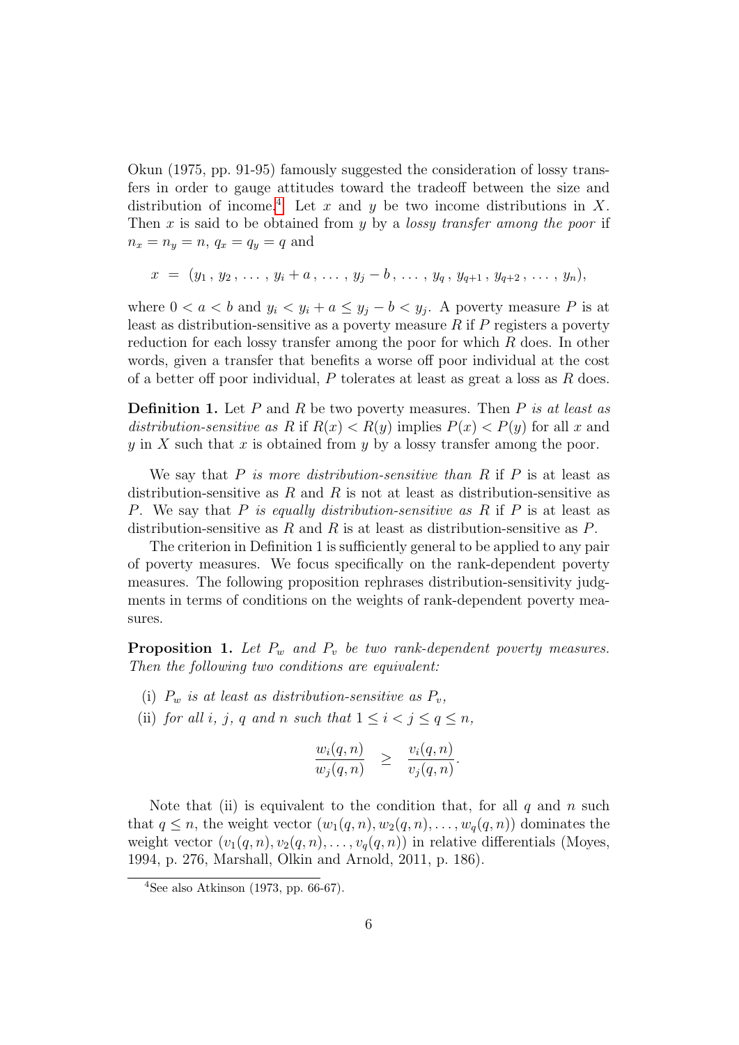Okun (1975, pp. 91-95) famously suggested the consideration of lossy transfers in order to gauge attitudes toward the tradeoff between the size and distribution of income.[4] Let $x$ and $y$ be two income distributions in $X$. Then $x$ is said to be obtained from $y$ by a *lossy transfer among the poor* if $n_x = n_y = n$, $q_x = q_y = q$ and

$$x \;=\; (y_1\,,\,y_2\,,\,\ldots\,,\,y_i + a\,,\,\ldots\,,\,y_j - b\,,\,\ldots\,,\,y_q\,,\,y_{q+1}\,,\,y_{q+2}\,,\,\ldots\,,\,y_n),$$

where $0 < a < b$ and $y_i < y_i + a \leq y_j - b < y_j$. A poverty measure $P$ is at least as distribution-sensitive as a poverty measure $R$ if $P$ registers a poverty reduction for each lossy transfer among the poor for which $R$ does. In other words, given a transfer that benefits a worse off poor individual at the cost of a better off poor individual, $P$ tolerates at least as great a loss as $R$ does.

**Definition 1.** Let $P$ and $R$ be two poverty measures. Then $P$ *is at least as distribution-sensitive as* $R$ if $R(x) < R(y)$ implies $P(x) < P(y)$ for all $x$ and $y$ in $X$ such that $x$ is obtained from $y$ by a lossy transfer among the poor.

We say that $P$ *is more distribution-sensitive than* $R$ if $P$ is at least as distribution-sensitive as $R$ and $R$ is not at least as distribution-sensitive as $P$. We say that $P$ *is equally distribution-sensitive as* $R$ if $P$ is at least as distribution-sensitive as $R$ and $R$ is at least as distribution-sensitive as $P$.

The criterion in Definition 1 is sufficiently general to be applied to any pair of poverty measures. We focus specifically on the rank-dependent poverty measures. The following proposition rephrases distribution-sensitivity judgments in terms of conditions on the weights of rank-dependent poverty measures.

**Proposition 1.** *Let $P_w$ and $P_v$ be two rank-dependent poverty measures. Then the following two conditions are equivalent:*

(i) *$P_w$ is at least as distribution-sensitive as $P_v$,*

(ii) *for all $i$, $j$, $q$ and $n$ such that $1 \leq i < j \leq q \leq n$,*

$$\frac{w_i(q,n)}{w_j(q,n)} \;\;\geq\;\; \frac{v_i(q,n)}{v_j(q,n)}.$$

Note that (ii) is equivalent to the condition that, for all $q$ and $n$ such that $q \leq n$, the weight vector $(w_1(q,n), w_2(q,n), \ldots, w_q(q,n))$ dominates the weight vector $(v_1(q,n), v_2(q,n), \ldots, v_q(q,n))$ in relative differentials (Moyes, 1994, p. 276, Marshall, Olkin and Arnold, 2011, p. 186).

[4] See also Atkinson (1973, pp. 66-67).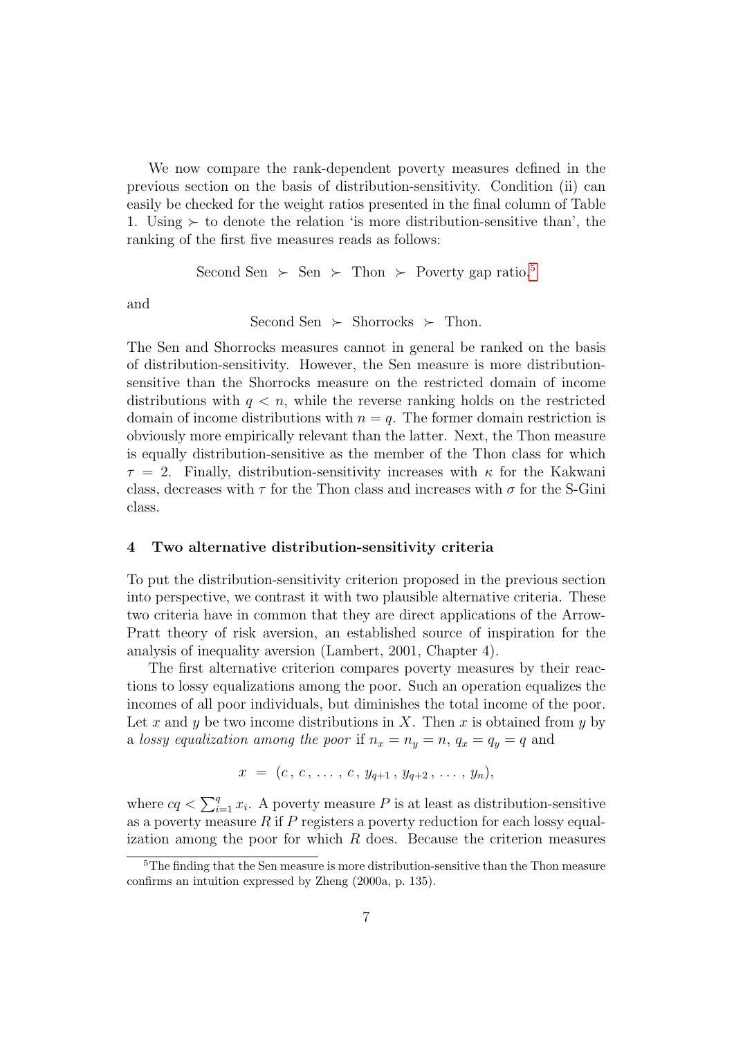We now compare the rank-dependent poverty measures defined in the previous section on the basis of distribution-sensitivity. Condition (ii) can easily be checked for the weight ratios presented in the final column of Table 1. Using $\succ$ to denote the relation 'is more distribution-sensitive than', the ranking of the first five measures reads as follows:

$$\text{Second Sen} \succ \text{Sen} \succ \text{Thon} \succ \text{Poverty gap ratio.}^{5}$$

and

$$\text{Second Sen} \succ \text{Shorrocks} \succ \text{Thon.}$$

The Sen and Shorrocks measures cannot in general be ranked on the basis of distribution-sensitivity. However, the Sen measure is more distribution-sensitive than the Shorrocks measure on the restricted domain of income distributions with $q < n$, while the reverse ranking holds on the restricted domain of income distributions with $n = q$. The former domain restriction is obviously more empirically relevant than the latter. Next, the Thon measure is equally distribution-sensitive as the member of the Thon class for which $\tau = 2$. Finally, distribution-sensitivity increases with $\kappa$ for the Kakwani class, decreases with $\tau$ for the Thon class and increases with $\sigma$ for the S-Gini class.

## 4 Two alternative distribution-sensitivity criteria

To put the distribution-sensitivity criterion proposed in the previous section into perspective, we contrast it with two plausible alternative criteria. These two criteria have in common that they are direct applications of the Arrow-Pratt theory of risk aversion, an established source of inspiration for the analysis of inequality aversion (Lambert, 2001, Chapter 4).

The first alternative criterion compares poverty measures by their reactions to lossy equalizations among the poor. Such an operation equalizes the incomes of all poor individuals, but diminishes the total income of the poor. Let $x$ and $y$ be two income distributions in $X$. Then $x$ is obtained from $y$ by a *lossy equalization among the poor* if $n_x = n_y = n$, $q_x = q_y = q$ and

$$x = (c, c, \ldots, c, y_{q+1}, y_{q+2}, \ldots, y_n),$$

where $cq < \sum_{i=1}^{q} x_i$. A poverty measure $P$ is at least as distribution-sensitive as a poverty measure $R$ if $P$ registers a poverty reduction for each lossy equalization among the poor for which $R$ does. Because the criterion measures

[5] The finding that the Sen measure is more distribution-sensitive than the Thon measure confirms an intuition expressed by Zheng (2000a, p. 135).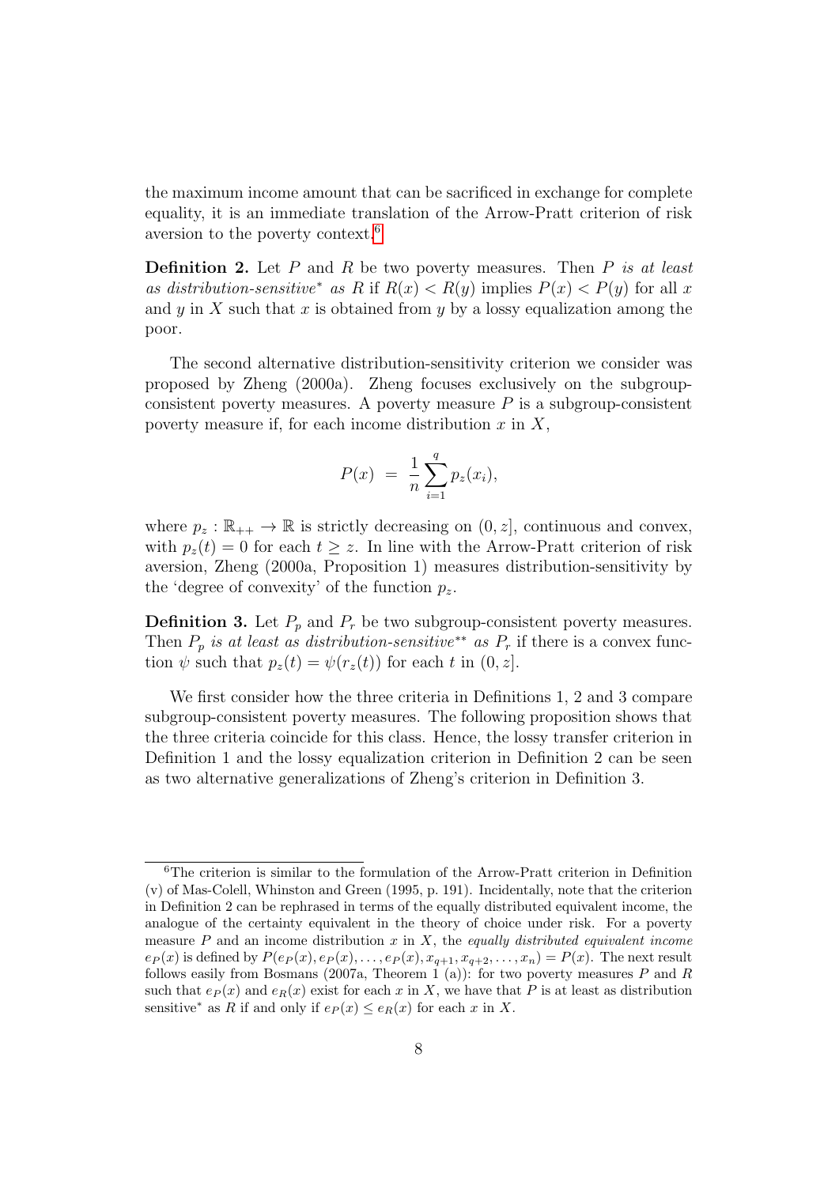the maximum income amount that can be sacrificed in exchange for complete equality, it is an immediate translation of the Arrow-Pratt criterion of risk aversion to the poverty context.[6]

**Definition 2.** Let $P$ and $R$ be two poverty measures. Then $P$ *is at least as distribution-sensitive*$^*$ *as* $R$ if $R(x) < R(y)$ implies $P(x) < P(y)$ for all $x$ and $y$ in $X$ such that $x$ is obtained from $y$ by a lossy equalization among the poor.

The second alternative distribution-sensitivity criterion we consider was proposed by Zheng (2000a). Zheng focuses exclusively on the subgroup-consistent poverty measures. A poverty measure $P$ is a subgroup-consistent poverty measure if, for each income distribution $x$ in $X$,

$$P(x) \;=\; \frac{1}{n}\sum_{i=1}^{q} p_z(x_i),$$

where $p_z : \mathbb{R}_{++} \to \mathbb{R}$ is strictly decreasing on $(0, z]$, continuous and convex, with $p_z(t) = 0$ for each $t \geq z$. In line with the Arrow-Pratt criterion of risk aversion, Zheng (2000a, Proposition 1) measures distribution-sensitivity by the 'degree of convexity' of the function $p_z$.

**Definition 3.** Let $P_p$ and $P_r$ be two subgroup-consistent poverty measures. Then $P_p$ *is at least as distribution-sensitive*$^{**}$ *as* $P_r$ if there is a convex function $\psi$ such that $p_z(t) = \psi(r_z(t))$ for each $t$ in $(0, z]$.

We first consider how the three criteria in Definitions 1, 2 and 3 compare subgroup-consistent poverty measures. The following proposition shows that the three criteria coincide for this class. Hence, the lossy transfer criterion in Definition 1 and the lossy equalization criterion in Definition 2 can be seen as two alternative generalizations of Zheng's criterion in Definition 3.

[6] The criterion is similar to the formulation of the Arrow-Pratt criterion in Definition (v) of Mas-Colell, Whinston and Green (1995, p. 191). Incidentally, note that the criterion in Definition 2 can be rephrased in terms of the equally distributed equivalent income, the analogue of the certainty equivalent in the theory of choice under risk. For a poverty measure $P$ and an income distribution $x$ in $X$, the *equally distributed equivalent income* $e_P(x)$ is defined by $P(e_P(x), e_P(x), \ldots, e_P(x), x_{q+1}, x_{q+2}, \ldots, x_n) = P(x)$. The next result follows easily from Bosmans (2007a, Theorem 1 (a)): for two poverty measures $P$ and $R$ such that $e_P(x)$ and $e_R(x)$ exist for each $x$ in $X$, we have that $P$ is at least as distribution sensitive$^*$ as $R$ if and only if $e_P(x) \leq e_R(x)$ for each $x$ in $X$.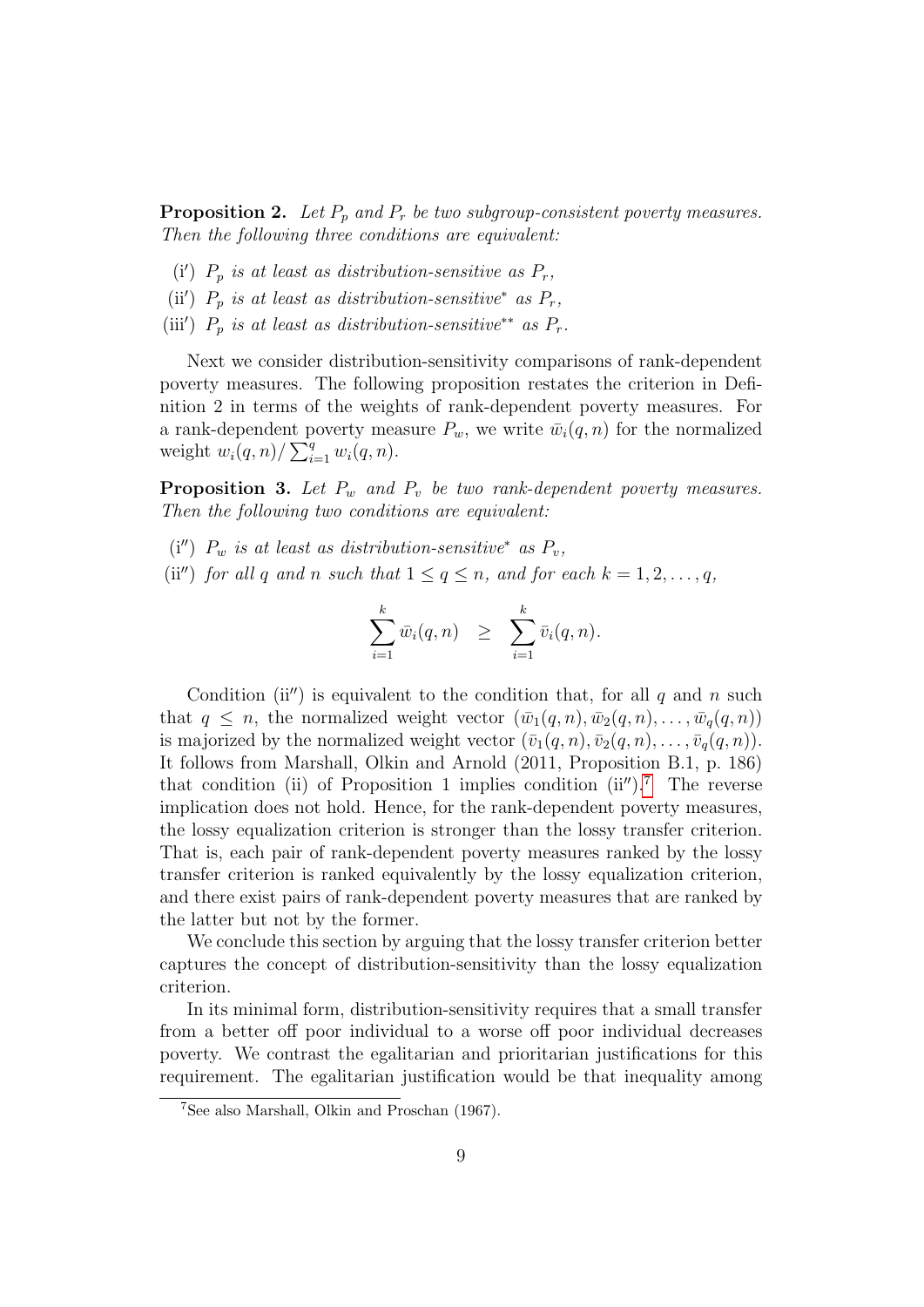**Proposition 2.** *Let $P_p$ and $P_r$ be two subgroup-consistent poverty measures. Then the following three conditions are equivalent:*

(i′) *$P_p$ is at least as distribution-sensitive as $P_r$,*

(ii′) *$P_p$ is at least as distribution-sensitive$^*$ as $P_r$,*

(iii′) *$P_p$ is at least as distribution-sensitive$^{**}$ as $P_r$.*

Next we consider distribution-sensitivity comparisons of rank-dependent poverty measures. The following proposition restates the criterion in Definition 2 in terms of the weights of rank-dependent poverty measures. For a rank-dependent poverty measure $P_w$, we write $\bar{w}_i(q, n)$ for the normalized weight $w_i(q, n)/\sum_{i=1}^{q} w_i(q, n)$.

**Proposition 3.** *Let $P_w$ and $P_v$ be two rank-dependent poverty measures. Then the following two conditions are equivalent:*

(i″) *$P_w$ is at least as distribution-sensitive$^*$ as $P_v$,*

(ii″) *for all $q$ and $n$ such that $1 \leq q \leq n$, and for each $k = 1, 2, \ldots, q$,*

$$\sum_{i=1}^{k} \bar{w}_i(q, n) \quad \geq \quad \sum_{i=1}^{k} \bar{v}_i(q, n).$$

Condition (ii″) is equivalent to the condition that, for all $q$ and $n$ such that $q \leq n$, the normalized weight vector $(\bar{w}_1(q, n), \bar{w}_2(q, n), \ldots, \bar{w}_q(q, n))$ is majorized by the normalized weight vector $(\bar{v}_1(q, n), \bar{v}_2(q, n), \ldots, \bar{v}_q(q, n))$. It follows from Marshall, Olkin and Arnold (2011, Proposition B.1, p. 186) that condition (ii) of Proposition 1 implies condition (ii″).[7] The reverse implication does not hold. Hence, for the rank-dependent poverty measures, the lossy equalization criterion is stronger than the lossy transfer criterion. That is, each pair of rank-dependent poverty measures ranked by the lossy transfer criterion is ranked equivalently by the lossy equalization criterion, and there exist pairs of rank-dependent poverty measures that are ranked by the latter but not by the former.

We conclude this section by arguing that the lossy transfer criterion better captures the concept of distribution-sensitivity than the lossy equalization criterion.

In its minimal form, distribution-sensitivity requires that a small transfer from a better off poor individual to a worse off poor individual decreases poverty. We contrast the egalitarian and prioritarian justifications for this requirement. The egalitarian justification would be that inequality among

[7] See also Marshall, Olkin and Proschan (1967).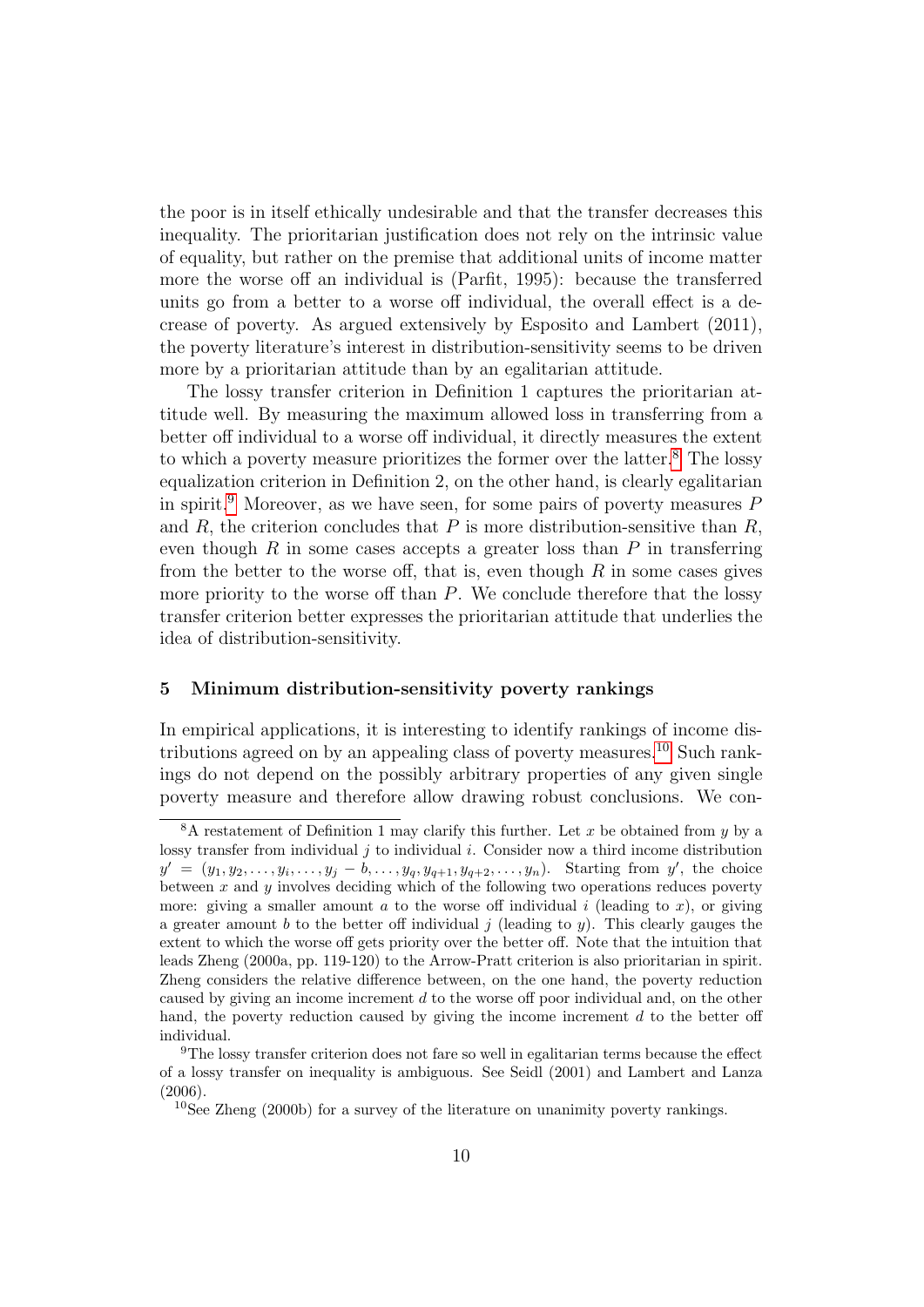the poor is in itself ethically undesirable and that the transfer decreases this inequality. The prioritarian justification does not rely on the intrinsic value of equality, but rather on the premise that additional units of income matter more the worse off an individual is (Parfit, 1995): because the transferred units go from a better to a worse off individual, the overall effect is a decrease of poverty. As argued extensively by Esposito and Lambert (2011), the poverty literature's interest in distribution-sensitivity seems to be driven more by a prioritarian attitude than by an egalitarian attitude.

The lossy transfer criterion in Definition 1 captures the prioritarian attitude well. By measuring the maximum allowed loss in transferring from a better off individual to a worse off individual, it directly measures the extent to which a poverty measure prioritizes the former over the latter.[8] The lossy equalization criterion in Definition 2, on the other hand, is clearly egalitarian in spirit.[9] Moreover, as we have seen, for some pairs of poverty measures $P$ and $R$, the criterion concludes that $P$ is more distribution-sensitive than $R$, even though $R$ in some cases accepts a greater loss than $P$ in transferring from the better to the worse off, that is, even though $R$ in some cases gives more priority to the worse off than $P$. We conclude therefore that the lossy transfer criterion better expresses the prioritarian attitude that underlies the idea of distribution-sensitivity.

## 5 Minimum distribution-sensitivity poverty rankings

In empirical applications, it is interesting to identify rankings of income distributions agreed on by an appealing class of poverty measures.[10] Such rankings do not depend on the possibly arbitrary properties of any given single poverty measure and therefore allow drawing robust conclusions. We con-

[8] A restatement of Definition 1 may clarify this further. Let $x$ be obtained from $y$ by a lossy transfer from individual $j$ to individual $i$. Consider now a third income distribution $y' = (y_1, y_2, \ldots, y_i, \ldots, y_j - b, \ldots, y_q, y_{q+1}, y_{q+2}, \ldots, y_n)$. Starting from $y'$, the choice between $x$ and $y$ involves deciding which of the following two operations reduces poverty more: giving a smaller amount $a$ to the worse off individual $i$ (leading to $x$), or giving a greater amount $b$ to the better off individual $j$ (leading to $y$). This clearly gauges the extent to which the worse off gets priority over the better off. Note that the intuition that leads Zheng (2000a, pp. 119-120) to the Arrow-Pratt criterion is also prioritarian in spirit. Zheng considers the relative difference between, on the one hand, the poverty reduction caused by giving an income increment $d$ to the worse off poor individual and, on the other hand, the poverty reduction caused by giving the income increment $d$ to the better off individual.

[9] The lossy transfer criterion does not fare so well in egalitarian terms because the effect of a lossy transfer on inequality is ambiguous. See Seidl (2001) and Lambert and Lanza (2006).

[10] See Zheng (2000b) for a survey of the literature on unanimity poverty rankings.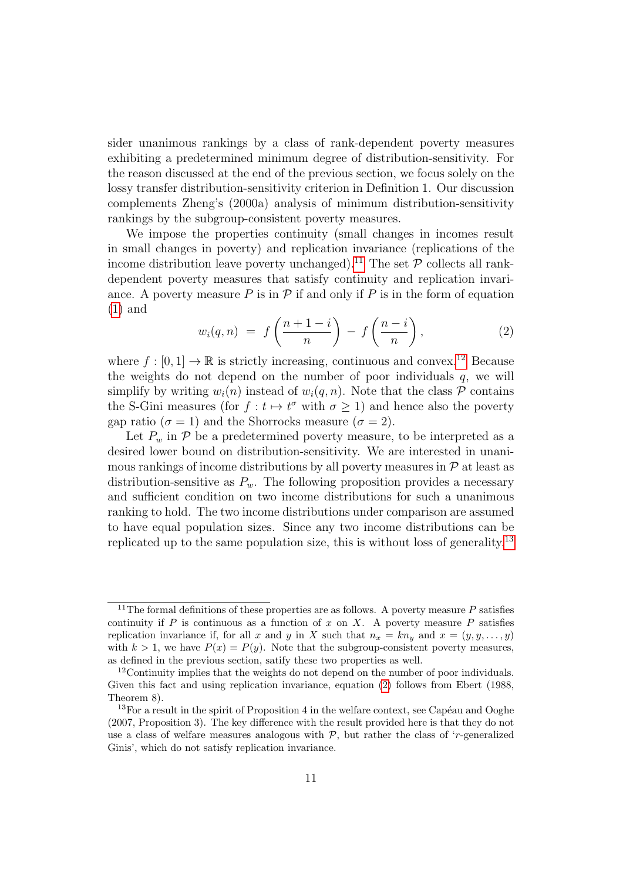sider unanimous rankings by a class of rank-dependent poverty measures exhibiting a predetermined minimum degree of distribution-sensitivity. For the reason discussed at the end of the previous section, we focus solely on the lossy transfer distribution-sensitivity criterion in Definition 1. Our discussion complements Zheng's (2000a) analysis of minimum distribution-sensitivity rankings by the subgroup-consistent poverty measures.

We impose the properties continuity (small changes in incomes result in small changes in poverty) and replication invariance (replications of the income distribution leave poverty unchanged).[11] The set $\mathcal{P}$ collects all rank-dependent poverty measures that satisfy continuity and replication invariance. A poverty measure $P$ is in $\mathcal{P}$ if and only if $P$ is in the form of equation (1) and

$$w_i(q,n) \;=\; f\left(\frac{n+1-i}{n}\right) - f\left(\frac{n-i}{n}\right), \tag{2}$$

where $f:[0,1]\to\mathbb{R}$ is strictly increasing, continuous and convex.[12] Because the weights do not depend on the number of poor individuals $q$, we will simplify by writing $w_i(n)$ instead of $w_i(q,n)$. Note that the class $\mathcal{P}$ contains the S-Gini measures (for $f: t\mapsto t^{\sigma}$ with $\sigma \geq 1$) and hence also the poverty gap ratio ($\sigma = 1$) and the Shorrocks measure ($\sigma = 2$).

Let $P_w$ in $\mathcal{P}$ be a predetermined poverty measure, to be interpreted as a desired lower bound on distribution-sensitivity. We are interested in unanimous rankings of income distributions by all poverty measures in $\mathcal{P}$ at least as distribution-sensitive as $P_w$. The following proposition provides a necessary and sufficient condition on two income distributions for such a unanimous ranking to hold. The two income distributions under comparison are assumed to have equal population sizes. Since any two income distributions can be replicated up to the same population size, this is without loss of generality.[13]

---

[11] The formal definitions of these properties are as follows. A poverty measure $P$ satisfies continuity if $P$ is continuous as a function of $x$ on $X$. A poverty measure $P$ satisfies replication invariance if, for all $x$ and $y$ in $X$ such that $n_x = kn_y$ and $x = (y, y, \ldots, y)$ with $k > 1$, we have $P(x) = P(y)$. Note that the subgroup-consistent poverty measures, as defined in the previous section, satisfy these two properties as well.

[12] Continuity implies that the weights do not depend on the number of poor individuals. Given this fact and using replication invariance, equation (2) follows from Ebert (1988, Theorem 8).

[13] For a result in the spirit of Proposition 4 in the welfare context, see Capéau and Ooghe (2007, Proposition 3). The key difference with the result provided here is that they do not use a class of welfare measures analogous with $\mathcal{P}$, but rather the class of '$r$-generalized Ginis', which do not satisfy replication invariance.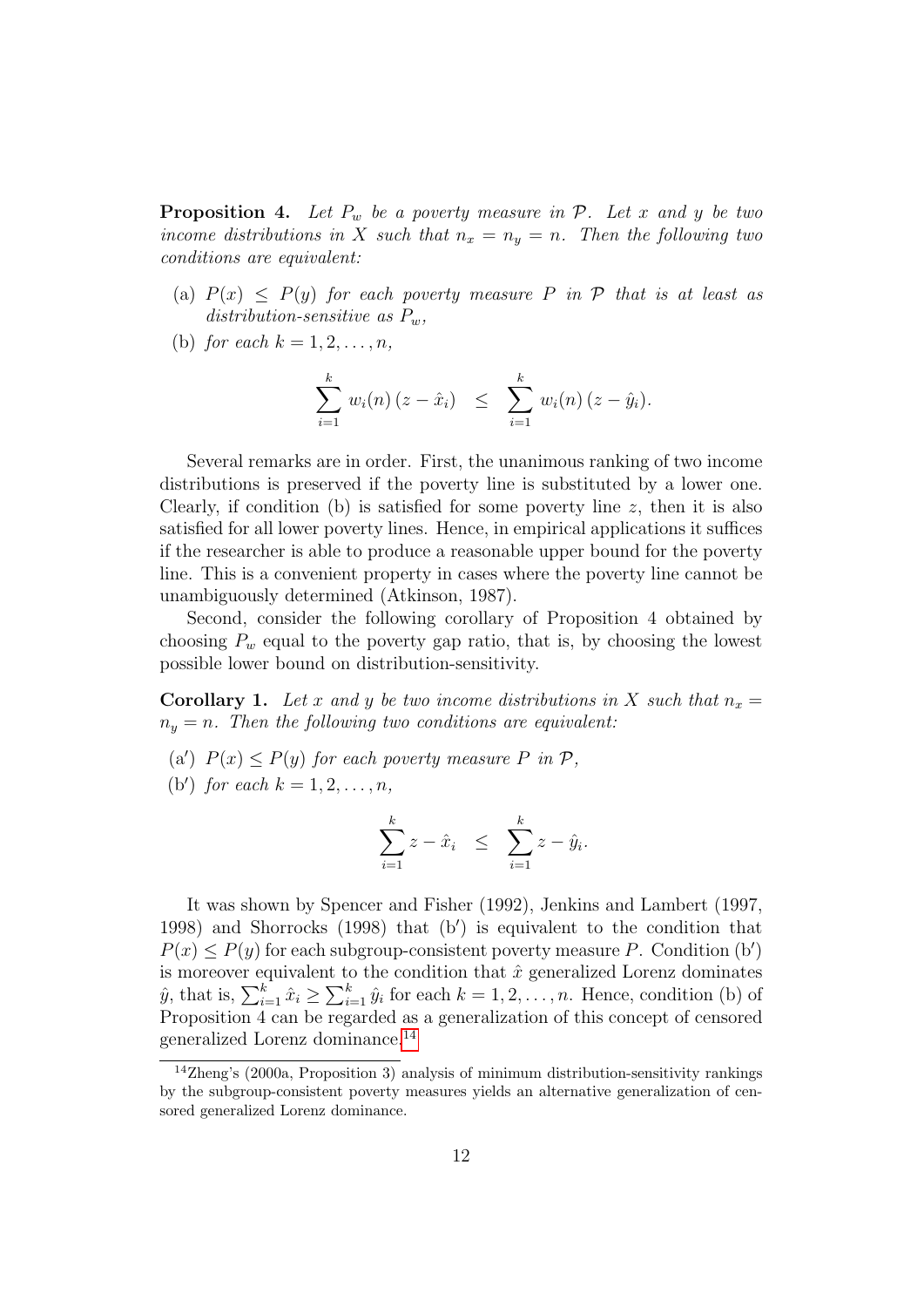**Proposition 4.** *Let $P_w$ be a poverty measure in $\mathcal{P}$. Let $x$ and $y$ be two income distributions in $X$ such that $n_x = n_y = n$. Then the following two conditions are equivalent:*

- (a) *$P(x) \leq P(y)$ for each poverty measure $P$ in $\mathcal{P}$ that is at least as distribution-sensitive as $P_w$,*
- (b) *for each $k = 1, 2, \ldots, n$,*

$$\sum_{i=1}^{k} w_i(n)\,(z - \hat{x}_i) \quad \leq \quad \sum_{i=1}^{k} w_i(n)\,(z - \hat{y}_i).$$

Several remarks are in order. First, the unanimous ranking of two income distributions is preserved if the poverty line is substituted by a lower one. Clearly, if condition (b) is satisfied for some poverty line $z$, then it is also satisfied for all lower poverty lines. Hence, in empirical applications it suffices if the researcher is able to produce a reasonable upper bound for the poverty line. This is a convenient property in cases where the poverty line cannot be unambiguously determined (Atkinson, 1987).

Second, consider the following corollary of Proposition 4 obtained by choosing $P_w$ equal to the poverty gap ratio, that is, by choosing the lowest possible lower bound on distribution-sensitivity.

**Corollary 1.** *Let $x$ and $y$ be two income distributions in $X$ such that $n_x = n_y = n$. Then the following two conditions are equivalent:*

- (a$'$) *$P(x) \leq P(y)$ for each poverty measure $P$ in $\mathcal{P}$,*
- (b$'$) *for each $k = 1, 2, \ldots, n$,*

$$\sum_{i=1}^{k} z - \hat{x}_i \quad \leq \quad \sum_{i=1}^{k} z - \hat{y}_i.$$

It was shown by Spencer and Fisher (1992), Jenkins and Lambert (1997, 1998) and Shorrocks (1998) that (b$'$) is equivalent to the condition that $P(x) \leq P(y)$ for each subgroup-consistent poverty measure $P$. Condition (b$'$) is moreover equivalent to the condition that $\hat{x}$ generalized Lorenz dominates $\hat{y}$, that is, $\sum_{i=1}^{k} \hat{x}_i \geq \sum_{i=1}^{k} \hat{y}_i$ for each $k = 1, 2, \ldots, n$. Hence, condition (b) of Proposition 4 can be regarded as a generalization of this concept of censored generalized Lorenz dominance.[14]

[14] Zheng's (2000a, Proposition 3) analysis of minimum distribution-sensitivity rankings by the subgroup-consistent poverty measures yields an alternative generalization of censored generalized Lorenz dominance.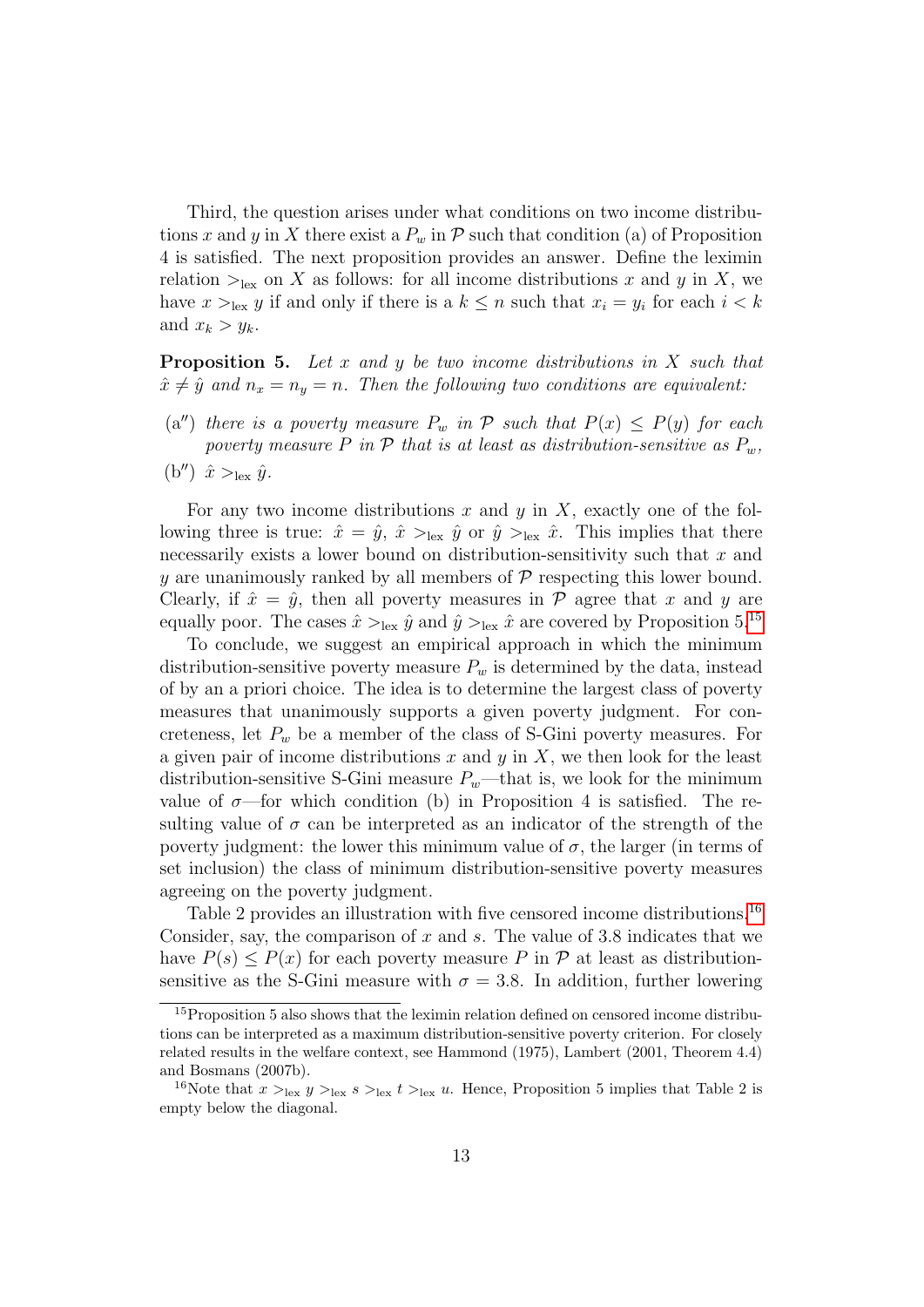Third, the question arises under what conditions on two income distributions $x$ and $y$ in $X$ there exist a $P_w$ in $\mathcal{P}$ such that condition (a) of Proposition 4 is satisfied. The next proposition provides an answer. Define the leximin relation $>_{\text{lex}}$ on $X$ as follows: for all income distributions $x$ and $y$ in $X$, we have $x >_{\text{lex}} y$ if and only if there is a $k \leq n$ such that $x_i = y_i$ for each $i < k$ and $x_k > y_k$.

**Proposition 5.** *Let $x$ and $y$ be two income distributions in $X$ such that $\hat{x} \neq \hat{y}$ and $n_x = n_y = n$. Then the following two conditions are equivalent:*

- (a$''$) *there is a poverty measure $P_w$ in $\mathcal{P}$ such that $P(x) \leq P(y)$ for each poverty measure $P$ in $\mathcal{P}$ that is at least as distribution-sensitive as $P_w$,*
- (b$''$) $\hat{x} >_{\text{lex}} \hat{y}$.

For any two income distributions $x$ and $y$ in $X$, exactly one of the following three is true: $\hat{x} = \hat{y}$, $\hat{x} >_{\text{lex}} \hat{y}$ or $\hat{y} >_{\text{lex}} \hat{x}$. This implies that there necessarily exists a lower bound on distribution-sensitivity such that $x$ and $y$ are unanimously ranked by all members of $\mathcal{P}$ respecting this lower bound. Clearly, if $\hat{x} = \hat{y}$, then all poverty measures in $\mathcal{P}$ agree that $x$ and $y$ are equally poor. The cases $\hat{x} >_{\text{lex}} \hat{y}$ and $\hat{y} >_{\text{lex}} \hat{x}$ are covered by Proposition 5.[15]

To conclude, we suggest an empirical approach in which the minimum distribution-sensitive poverty measure $P_w$ is determined by the data, instead of by an a priori choice. The idea is to determine the largest class of poverty measures that unanimously supports a given poverty judgment. For concreteness, let $P_w$ be a member of the class of S-Gini poverty measures. For a given pair of income distributions $x$ and $y$ in $X$, we then look for the least distribution-sensitive S-Gini measure $P_w$—that is, we look for the minimum value of $\sigma$—for which condition (b) in Proposition 4 is satisfied. The resulting value of $\sigma$ can be interpreted as an indicator of the strength of the poverty judgment: the lower this minimum value of $\sigma$, the larger (in terms of set inclusion) the class of minimum distribution-sensitive poverty measures agreeing on the poverty judgment.

Table 2 provides an illustration with five censored income distributions.[16] Consider, say, the comparison of $x$ and $s$. The value of 3.8 indicates that we have $P(s) \leq P(x)$ for each poverty measure $P$ in $\mathcal{P}$ at least as distribution-sensitive as the S-Gini measure with $\sigma = 3.8$. In addition, further lowering

[15] Proposition 5 also shows that the leximin relation defined on censored income distributions can be interpreted as a maximum distribution-sensitive poverty criterion. For closely related results in the welfare context, see Hammond (1975), Lambert (2001, Theorem 4.4) and Bosmans (2007b).

[16] Note that $x >_{\text{lex}} y >_{\text{lex}} s >_{\text{lex}} t >_{\text{lex}} u$. Hence, Proposition 5 implies that Table 2 is empty below the diagonal.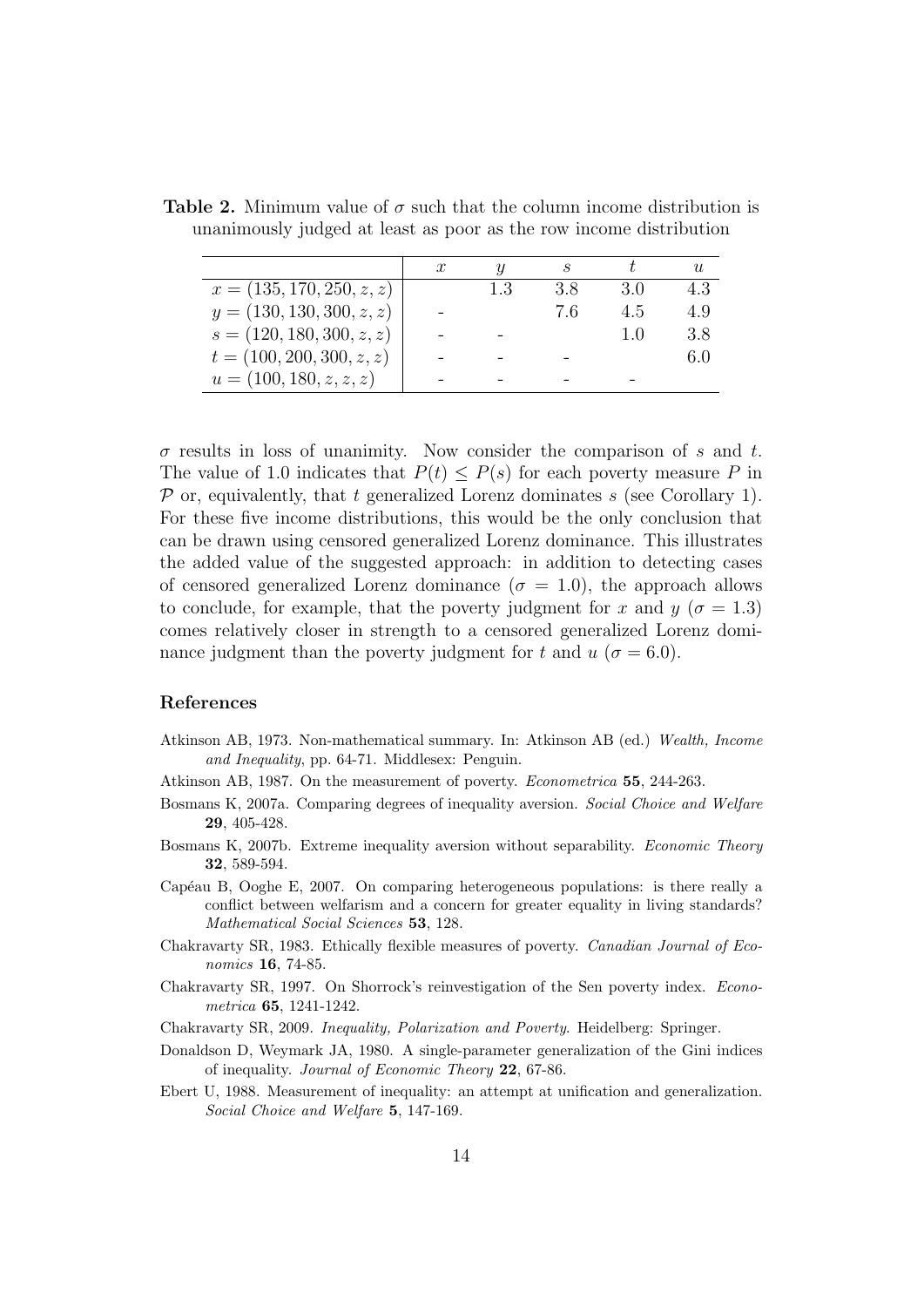**Table 2.** Minimum value of $\sigma$ such that the column income distribution is unanimously judged at least as poor as the row income distribution

| | $x$ | $y$ | $s$ | $t$ | $u$ |
|---|---|---|---|---|---|
| $x = (135, 170, 250, z, z)$ | | 1.3 | 3.8 | 3.0 | 4.3 |
| $y = (130, 130, 300, z, z)$ | - | | 7.6 | 4.5 | 4.9 |
| $s = (120, 180, 300, z, z)$ | - | - | | 1.0 | 3.8 |
| $t = (100, 200, 300, z, z)$ | - | - | - | | 6.0 |
| $u = (100, 180, z, z, z)$ | - | - | - | - | |

$\sigma$ results in loss of unanimity. Now consider the comparison of $s$ and $t$. The value of 1.0 indicates that $P(t) \leq P(s)$ for each poverty measure $P$ in $\mathcal{P}$ or, equivalently, that $t$ generalized Lorenz dominates $s$ (see Corollary 1). For these five income distributions, this would be the only conclusion that can be drawn using censored generalized Lorenz dominance. This illustrates the added value of the suggested approach: in addition to detecting cases of censored generalized Lorenz dominance ($\sigma = 1.0$), the approach allows to conclude, for example, that the poverty judgment for $x$ and $y$ ($\sigma = 1.3$) comes relatively closer in strength to a censored generalized Lorenz dominance judgment than the poverty judgment for $t$ and $u$ ($\sigma = 6.0$).

## References

Atkinson AB, 1973. Non-mathematical summary. In: Atkinson AB (ed.) *Wealth, Income and Inequality*, pp. 64-71. Middlesex: Penguin.

Atkinson AB, 1987. On the measurement of poverty. *Econometrica* **55**, 244-263.

Bosmans K, 2007a. Comparing degrees of inequality aversion. *Social Choice and Welfare* **29**, 405-428.

Bosmans K, 2007b. Extreme inequality aversion without separability. *Economic Theory* **32**, 589-594.

Capéau B, Ooghe E, 2007. On comparing heterogeneous populations: is there really a conflict between welfarism and a concern for greater equality in living standards? *Mathematical Social Sciences* **53**, 128.

Chakravarty SR, 1983. Ethically flexible measures of poverty. *Canadian Journal of Economics* **16**, 74-85.

Chakravarty SR, 1997. On Shorrock's reinvestigation of the Sen poverty index. *Econometrica* **65**, 1241-1242.

Chakravarty SR, 2009. *Inequality, Polarization and Poverty*. Heidelberg: Springer.

Donaldson D, Weymark JA, 1980. A single-parameter generalization of the Gini indices of inequality. *Journal of Economic Theory* **22**, 67-86.

Ebert U, 1988. Measurement of inequality: an attempt at unification and generalization. *Social Choice and Welfare* **5**, 147-169.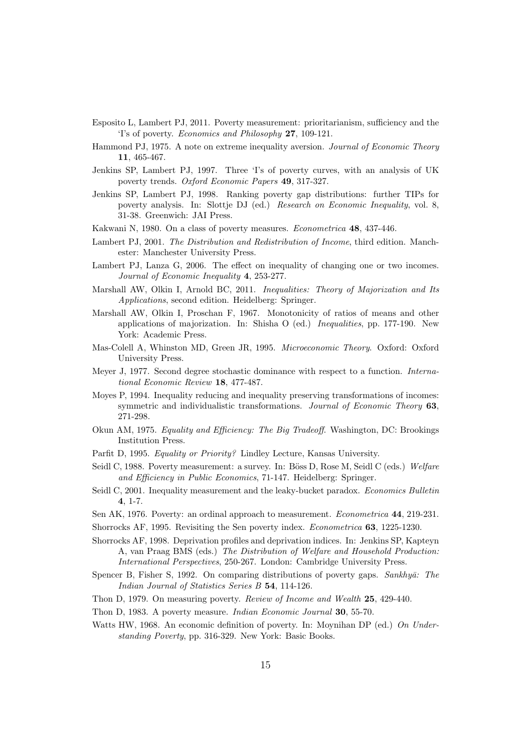Esposito L, Lambert PJ, 2011. Poverty measurement: prioritarianism, sufficiency and the 'I's of poverty. *Economics and Philosophy* **27**, 109-121.

Hammond PJ, 1975. A note on extreme inequality aversion. *Journal of Economic Theory* **11**, 465-467.

Jenkins SP, Lambert PJ, 1997. Three 'I's of poverty curves, with an analysis of UK poverty trends. *Oxford Economic Papers* **49**, 317-327.

Jenkins SP, Lambert PJ, 1998. Ranking poverty gap distributions: further TIPs for poverty analysis. In: Slottje DJ (ed.) *Research on Economic Inequality*, vol. 8, 31-38. Greenwich: JAI Press.

Kakwani N, 1980. On a class of poverty measures. *Econometrica* **48**, 437-446.

Lambert PJ, 2001. *The Distribution and Redistribution of Income*, third edition. Manchester: Manchester University Press.

Lambert PJ, Lanza G, 2006. The effect on inequality of changing one or two incomes. *Journal of Economic Inequality* **4**, 253-277.

Marshall AW, Olkin I, Arnold BC, 2011. *Inequalities: Theory of Majorization and Its Applications*, second edition. Heidelberg: Springer.

Marshall AW, Olkin I, Proschan F, 1967. Monotonicity of ratios of means and other applications of majorization. In: Shisha O (ed.) *Inequalities*, pp. 177-190. New York: Academic Press.

Mas-Colell A, Whinston MD, Green JR, 1995. *Microeconomic Theory*. Oxford: Oxford University Press.

Meyer J, 1977. Second degree stochastic dominance with respect to a function. *International Economic Review* **18**, 477-487.

Moyes P, 1994. Inequality reducing and inequality preserving transformations of incomes: symmetric and individualistic transformations. *Journal of Economic Theory* **63**, 271-298.

Okun AM, 1975. *Equality and Efficiency: The Big Tradeoff*. Washington, DC: Brookings Institution Press.

Parfit D, 1995. *Equality or Priority?* Lindley Lecture, Kansas University.

Seidl C, 1988. Poverty measurement: a survey. In: Böss D, Rose M, Seidl C (eds.) *Welfare and Efficiency in Public Economics*, 71-147. Heidelberg: Springer.

Seidl C, 2001. Inequality measurement and the leaky-bucket paradox. *Economics Bulletin* **4**, 1-7.

Sen AK, 1976. Poverty: an ordinal approach to measurement. *Econometrica* **44**, 219-231.

Shorrocks AF, 1995. Revisiting the Sen poverty index. *Econometrica* **63**, 1225-1230.

Shorrocks AF, 1998. Deprivation profiles and deprivation indices. In: Jenkins SP, Kapteyn A, van Praag BMS (eds.) *The Distribution of Welfare and Household Production: International Perspectives*, 250-267. London: Cambridge University Press.

Spencer B, Fisher S, 1992. On comparing distributions of poverty gaps. *Sankhyā: The Indian Journal of Statistics Series B* **54**, 114-126.

Thon D, 1979. On measuring poverty. *Review of Income and Wealth* **25**, 429-440.

Thon D, 1983. A poverty measure. *Indian Economic Journal* **30**, 55-70.

Watts HW, 1968. An economic definition of poverty. In: Moynihan DP (ed.) *On Understanding Poverty*, pp. 316-329. New York: Basic Books.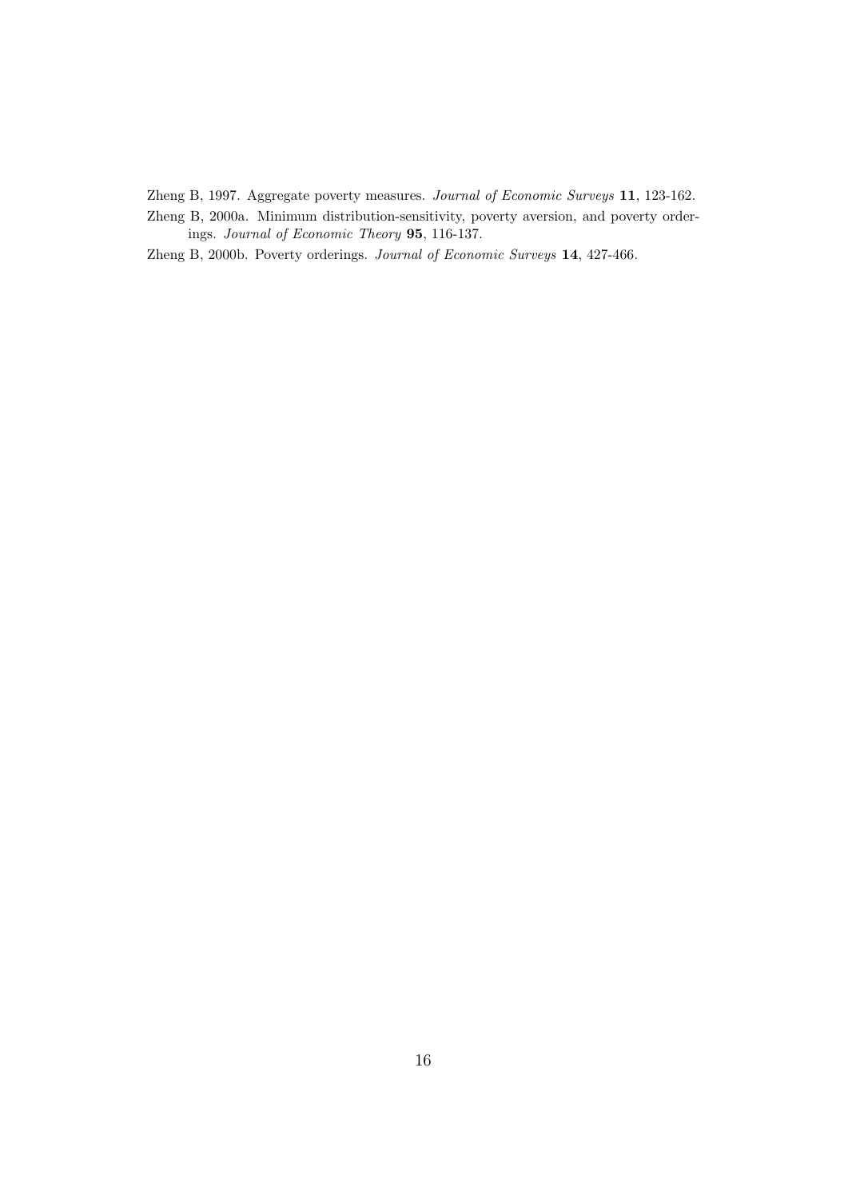Zheng B, 1997. Aggregate poverty measures. *Journal of Economic Surveys* **11**, 123-162.

Zheng B, 2000a. Minimum distribution-sensitivity, poverty aversion, and poverty orderings. *Journal of Economic Theory* **95**, 116-137.

Zheng B, 2000b. Poverty orderings. *Journal of Economic Surveys* **14**, 427-466.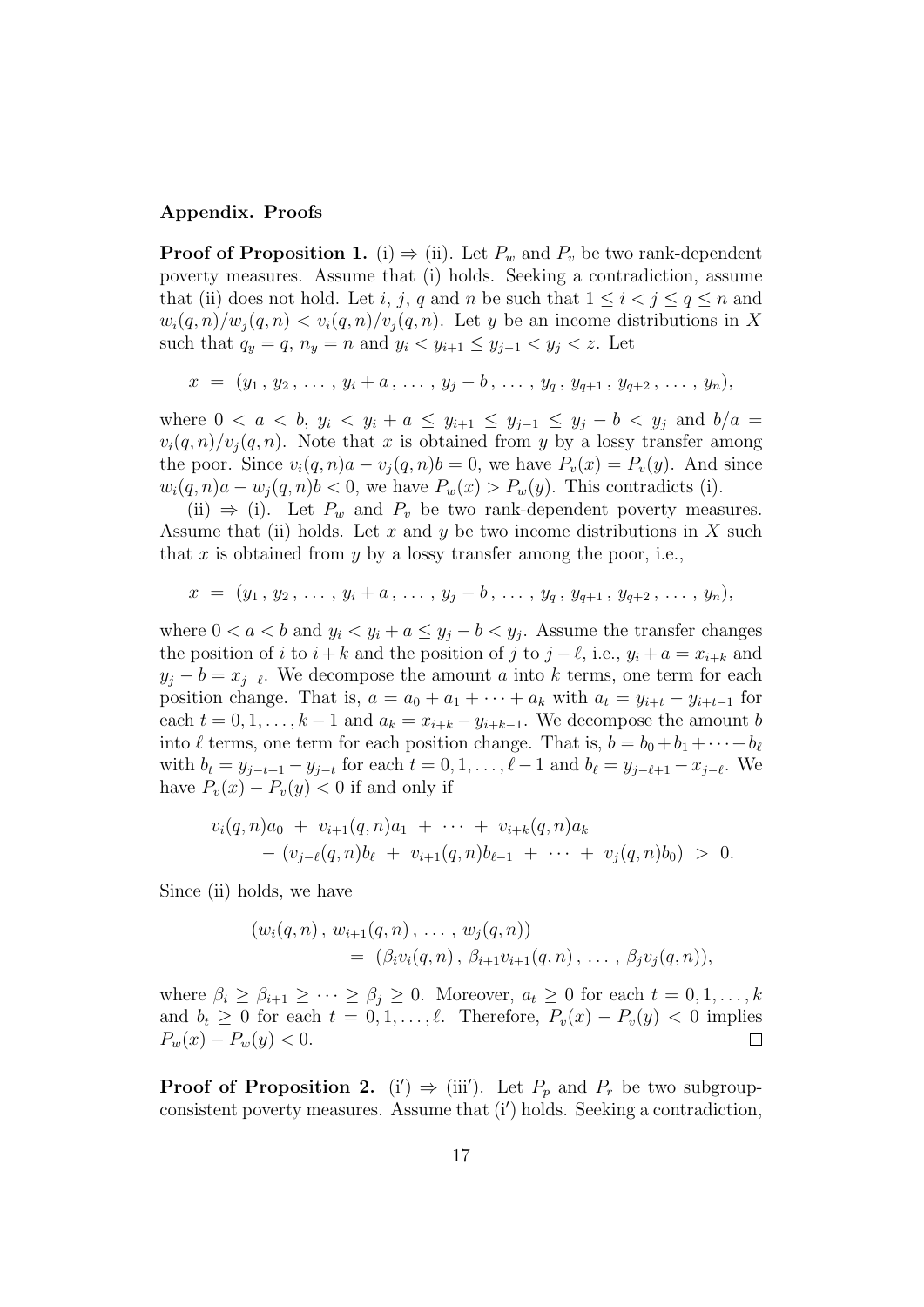**Appendix. Proofs**

**Proof of Proposition 1.** (i) $\Rightarrow$ (ii). Let $P_w$ and $P_v$ be two rank-dependent poverty measures. Assume that (i) holds. Seeking a contradiction, assume that (ii) does not hold. Let $i$, $j$, $q$ and $n$ be such that $1 \leq i < j \leq q \leq n$ and $w_i(q,n)/w_j(q,n) < v_i(q,n)/v_j(q,n)$. Let $y$ be an income distributions in $X$ such that $q_y = q$, $n_y = n$ and $y_i < y_{i+1} \leq y_{j-1} < y_j < z$. Let

$$x \;=\; (y_1\,,\, y_2\,,\, \ldots\,,\, y_i + a\,,\, \ldots\,,\, y_j - b\,,\, \ldots\,,\, y_q\,,\, y_{q+1}\,,\, y_{q+2}\,,\, \ldots\,,\, y_n),$$

where $0 < a < b$, $y_i < y_i + a \leq y_{i+1} \leq y_{j-1} \leq y_j - b < y_j$ and $b/a = v_i(q,n)/v_j(q,n)$. Note that $x$ is obtained from $y$ by a lossy transfer among the poor. Since $v_i(q,n)a - v_j(q,n)b = 0$, we have $P_v(x) = P_v(y)$. And since $w_i(q,n)a - w_j(q,n)b < 0$, we have $P_w(x) > P_w(y)$. This contradicts (i).

(ii) $\Rightarrow$ (i). Let $P_w$ and $P_v$ be two rank-dependent poverty measures. Assume that (ii) holds. Let $x$ and $y$ be two income distributions in $X$ such that $x$ is obtained from $y$ by a lossy transfer among the poor, i.e.,

$$x \;=\; (y_1\,,\, y_2\,,\, \ldots\,,\, y_i + a\,,\, \ldots\,,\, y_j - b\,,\, \ldots\,,\, y_q\,,\, y_{q+1}\,,\, y_{q+2}\,,\, \ldots\,,\, y_n),$$

where $0 < a < b$ and $y_i < y_i + a \leq y_j - b < y_j$. Assume the transfer changes the position of $i$ to $i+k$ and the position of $j$ to $j-\ell$, i.e., $y_i + a = x_{i+k}$ and $y_j - b = x_{j-\ell}$. We decompose the amount $a$ into $k$ terms, one term for each position change. That is, $a = a_0 + a_1 + \cdots + a_k$ with $a_t = y_{i+t} - y_{i+t-1}$ for each $t = 0, 1, \ldots, k-1$ and $a_k = x_{i+k} - y_{i+k-1}$. We decompose the amount $b$ into $\ell$ terms, one term for each position change. That is, $b = b_0 + b_1 + \cdots + b_\ell$ with $b_t = y_{j-t+1} - y_{j-t}$ for each $t = 0, 1, \ldots, \ell - 1$ and $b_\ell = y_{j-\ell+1} - x_{j-\ell}$. We have $P_v(x) - P_v(y) < 0$ if and only if

$$\begin{aligned} v_i(q,n)a_0 \;+\; v_{i+1}(q,n)a_1 \;+\; \cdots \;+\; v_{i+k}(q,n)a_k \\ -\; (v_{j-\ell}(q,n)b_\ell \;+\; v_{i+1}(q,n)b_{\ell-1} \;+\; \cdots \;+\; v_j(q,n)b_0) \;>\; 0. \end{aligned}$$

Since (ii) holds, we have

$$\begin{aligned} &(w_i(q,n)\,,\, w_{i+1}(q,n)\,,\, \ldots\,,\, w_j(q,n)) \\ &\quad = \;(\beta_i v_i(q,n)\,,\, \beta_{i+1} v_{i+1}(q,n)\,,\, \ldots\,,\, \beta_j v_j(q,n)), \end{aligned}$$

where $\beta_i \geq \beta_{i+1} \geq \cdots \geq \beta_j \geq 0$. Moreover, $a_t \geq 0$ for each $t = 0, 1, \ldots, k$ and $b_t \geq 0$ for each $t = 0, 1, \ldots, \ell$. Therefore, $P_v(x) - P_v(y) < 0$ implies $P_w(x) - P_w(y) < 0$. $\square$

**Proof of Proposition 2.** (i′) $\Rightarrow$ (iii′). Let $P_p$ and $P_r$ be two subgroup-consistent poverty measures. Assume that (i′) holds. Seeking a contradiction,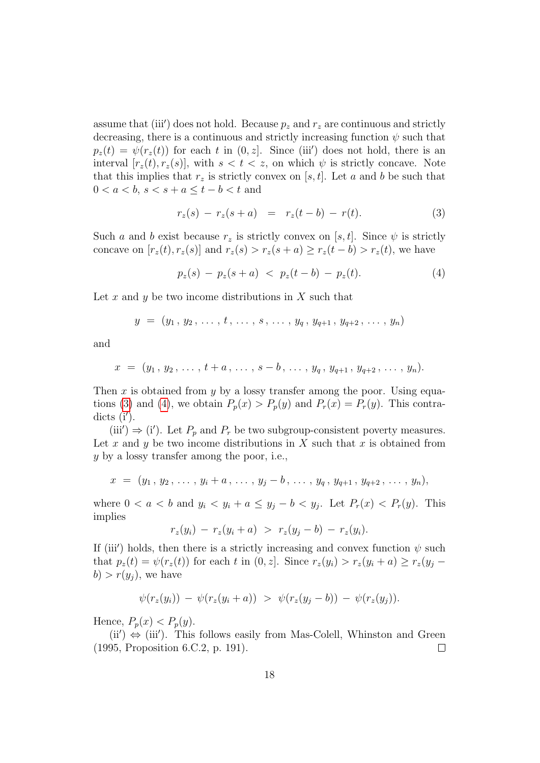assume that (iii′) does not hold. Because $p_z$ and $r_z$ are continuous and strictly decreasing, there is a continuous and strictly increasing function $\psi$ such that $p_z(t) = \psi(r_z(t))$ for each $t$ in $(0, z]$. Since (iii′) does not hold, there is an interval $[r_z(t), r_z(s)]$, with $s < t < z$, on which $\psi$ is strictly concave. Note that this implies that $r_z$ is strictly convex on $[s, t]$. Let $a$ and $b$ be such that $0 < a < b$, $s < s + a \leq t - b < t$ and

$$r_z(s) - r_z(s+a) = r_z(t-b) - r(t). \tag{3}$$

Such $a$ and $b$ exist because $r_z$ is strictly convex on $[s, t]$. Since $\psi$ is strictly concave on $[r_z(t), r_z(s)]$ and $r_z(s) > r_z(s+a) \geq r_z(t-b) > r_z(t)$, we have

$$p_z(s) - p_z(s+a) < p_z(t-b) - p_z(t). \tag{4}$$

Let $x$ and $y$ be two income distributions in $X$ such that

$$y = (y_1, y_2, \ldots, t, \ldots, s, \ldots, y_q, y_{q+1}, y_{q+2}, \ldots, y_n)$$

and

$$x = (y_1, y_2, \ldots, t+a, \ldots, s-b, \ldots, y_q, y_{q+1}, y_{q+2}, \ldots, y_n).$$

Then $x$ is obtained from $y$ by a lossy transfer among the poor. Using equations (3) and (4), we obtain $P_p(x) > P_p(y)$ and $P_r(x) = P_r(y)$. This contradicts (i′).

(iii′) ⇒ (i′). Let $P_p$ and $P_r$ be two subgroup-consistent poverty measures. Let $x$ and $y$ be two income distributions in $X$ such that $x$ is obtained from $y$ by a lossy transfer among the poor, i.e.,

$$x = (y_1, y_2, \ldots, y_i + a, \ldots, y_j - b, \ldots, y_q, y_{q+1}, y_{q+2}, \ldots, y_n),$$

where $0 < a < b$ and $y_i < y_i + a \leq y_j - b < y_j$. Let $P_r(x) < P_r(y)$. This implies

$$r_z(y_i) - r_z(y_i + a) > r_z(y_j - b) - r_z(y_i).$$

If (iii′) holds, then there is a strictly increasing and convex function $\psi$ such that $p_z(t) = \psi(r_z(t))$ for each $t$ in $(0, z]$. Since $r_z(y_i) > r_z(y_i + a) \geq r_z(y_j - b) > r(y_j)$, we have

$$\psi(r_z(y_i)) - \psi(r_z(y_i + a)) > \psi(r_z(y_j - b)) - \psi(r_z(y_j)).$$

Hence, $P_p(x) < P_p(y)$.

(ii′) ⇔ (iii′). This follows easily from Mas-Colell, Whinston and Green (1995, Proposition 6.C.2, p. 191). □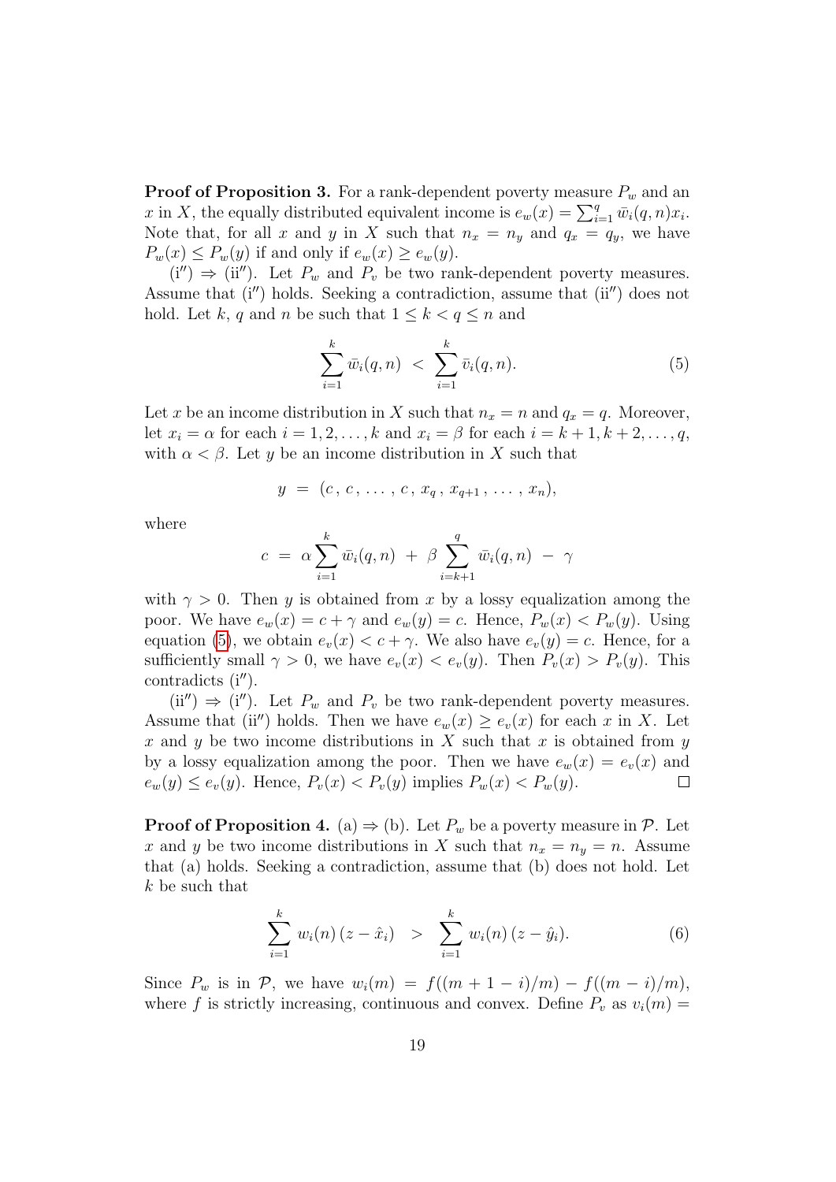**Proof of Proposition 3.** For a rank-dependent poverty measure $P_w$ and an $x$ in $X$, the equally distributed equivalent income is $e_w(x) = \sum_{i=1}^{q} \bar{w}_i(q,n)x_i$. Note that, for all $x$ and $y$ in $X$ such that $n_x = n_y$ and $q_x = q_y$, we have $P_w(x) \leq P_w(y)$ if and only if $e_w(x) \geq e_w(y)$.

(i$''$) $\Rightarrow$ (ii$''$). Let $P_w$ and $P_v$ be two rank-dependent poverty measures. Assume that (i$''$) holds. Seeking a contradiction, assume that (ii$''$) does not hold. Let $k$, $q$ and $n$ be such that $1 \leq k < q \leq n$ and

$$\sum_{i=1}^{k} \bar{w}_i(q,n) \; < \; \sum_{i=1}^{k} \bar{v}_i(q,n). \tag{5}$$

Let $x$ be an income distribution in $X$ such that $n_x = n$ and $q_x = q$. Moreover, let $x_i = \alpha$ for each $i = 1, 2, \ldots, k$ and $x_i = \beta$ for each $i = k+1, k+2, \ldots, q$, with $\alpha < \beta$. Let $y$ be an income distribution in $X$ such that

$$y \; = \; (c\,,\, c\,,\, \ldots\,,\, c\,,\, x_q\,,\, x_{q+1}\,,\, \ldots\,,\, x_n),$$

where

$$c \; = \; \alpha \sum_{i=1}^{k} \bar{w}_i(q,n) \; + \; \beta \sum_{i=k+1}^{q} \bar{w}_i(q,n) \; - \; \gamma$$

with $\gamma > 0$. Then $y$ is obtained from $x$ by a lossy equalization among the poor. We have $e_w(x) = c + \gamma$ and $e_w(y) = c$. Hence, $P_w(x) < P_w(y)$. Using equation (5), we obtain $e_v(x) < c + \gamma$. We also have $e_v(y) = c$. Hence, for a sufficiently small $\gamma > 0$, we have $e_v(x) < e_v(y)$. Then $P_v(x) > P_v(y)$. This contradicts (i$''$).

(ii$''$) $\Rightarrow$ (i$''$). Let $P_w$ and $P_v$ be two rank-dependent poverty measures. Assume that (ii$''$) holds. Then we have $e_w(x) \geq e_v(x)$ for each $x$ in $X$. Let $x$ and $y$ be two income distributions in $X$ such that $x$ is obtained from $y$ by a lossy equalization among the poor. Then we have $e_w(x) = e_v(x)$ and $e_w(y) \leq e_v(y)$. Hence, $P_v(x) < P_v(y)$ implies $P_w(x) < P_w(y)$. $\square$

**Proof of Proposition 4.** (a) $\Rightarrow$ (b). Let $P_w$ be a poverty measure in $\mathcal{P}$. Let $x$ and $y$ be two income distributions in $X$ such that $n_x = n_y = n$. Assume that (a) holds. Seeking a contradiction, assume that (b) does not hold. Let $k$ be such that

$$\sum_{i=1}^{k} w_i(n)\,(z - \hat{x}_i) \;\; > \;\; \sum_{i=1}^{k} w_i(n)\,(z - \hat{y}_i). \tag{6}$$

Since $P_w$ is in $\mathcal{P}$, we have $w_i(m) = f((m+1-i)/m) - f((m-i)/m)$, where $f$ is strictly increasing, continuous and convex. Define $P_v$ as $v_i(m) =$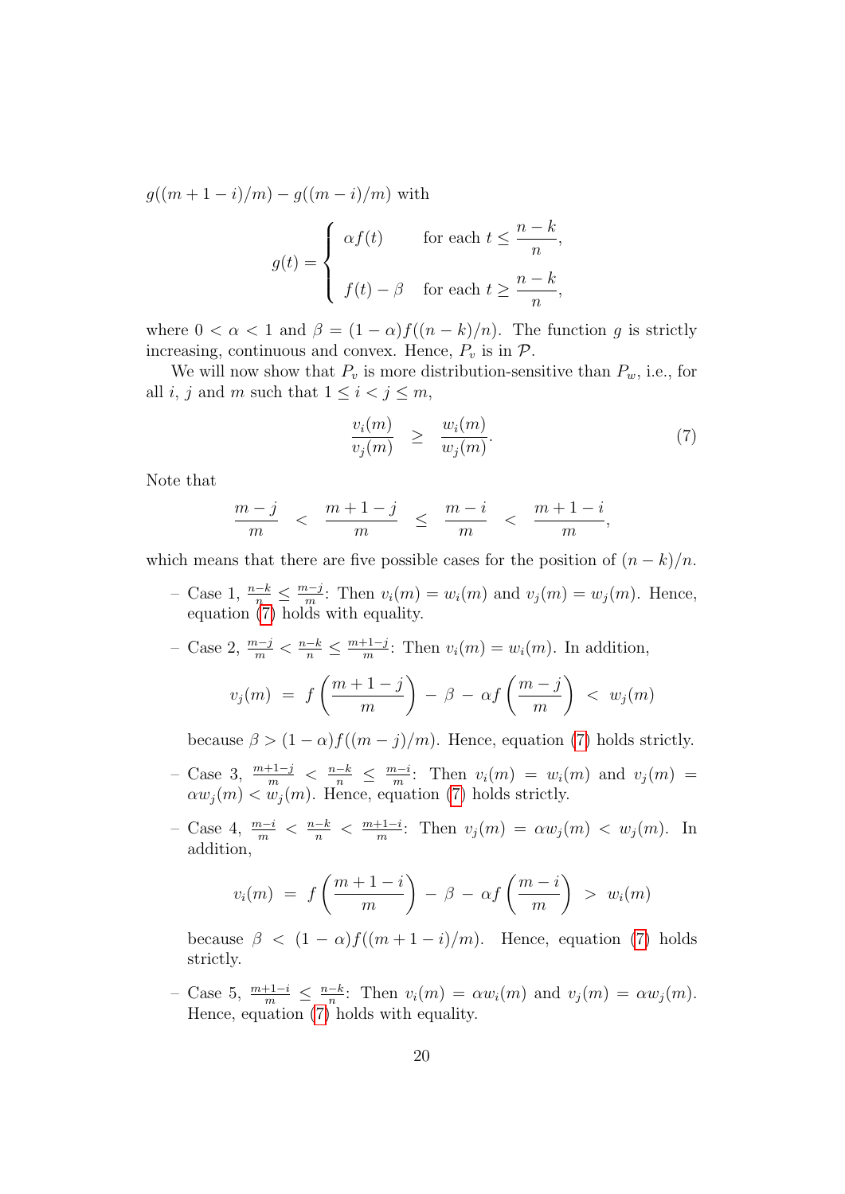$g((m+1-i)/m) - g((m-i)/m)$ with

$$
g(t) = \begin{cases} \alpha f(t) & \text{for each } t \leq \dfrac{n-k}{n}, \\[2ex] f(t) - \beta & \text{for each } t \geq \dfrac{n-k}{n}, \end{cases}
$$

where $0 < \alpha < 1$ and $\beta = (1-\alpha)f((n-k)/n)$. The function $g$ is strictly increasing, continuous and convex. Hence, $P_v$ is in $\mathcal{P}$.

We will now show that $P_v$ is more distribution-sensitive than $P_w$, i.e., for all $i$, $j$ and $m$ such that $1 \leq i < j \leq m$,

$$
\frac{v_i(m)}{v_j(m)} \quad \geq \quad \frac{w_i(m)}{w_j(m)}. \tag{7}
$$

Note that

$$
\frac{m-j}{m} \quad < \quad \frac{m+1-j}{m} \quad \leq \quad \frac{m-i}{m} \quad < \quad \frac{m+1-i}{m},
$$

which means that there are five possible cases for the position of $(n-k)/n$.

- Case 1, $\frac{n-k}{n} \leq \frac{m-j}{m}$: Then $v_i(m) = w_i(m)$ and $v_j(m) = w_j(m)$. Hence, equation (7) holds with equality.
- Case 2, $\frac{m-j}{m} < \frac{n-k}{n} \leq \frac{m+1-j}{m}$: Then $v_i(m) = w_i(m)$. In addition,

  $$
  v_j(m) \;=\; f\left(\frac{m+1-j}{m}\right) \;-\; \beta \;-\; \alpha f\left(\frac{m-j}{m}\right) \;<\; w_j(m)
  $$

  because $\beta > (1-\alpha)f((m-j)/m)$. Hence, equation (7) holds strictly.
- Case 3, $\frac{m+1-j}{m} < \frac{n-k}{n} \leq \frac{m-i}{m}$: Then $v_i(m) = w_i(m)$ and $v_j(m) = \alpha w_j(m) < w_j(m)$. Hence, equation (7) holds strictly.
- Case 4, $\frac{m-i}{m} < \frac{n-k}{n} < \frac{m+1-i}{m}$: Then $v_j(m) = \alpha w_j(m) < w_j(m)$. In addition,

  $$
  v_i(m) \;=\; f\left(\frac{m+1-i}{m}\right) \;-\; \beta \;-\; \alpha f\left(\frac{m-i}{m}\right) \;>\; w_i(m)
  $$

  because $\beta < (1-\alpha)f((m+1-i)/m)$. Hence, equation (7) holds strictly.
- Case 5, $\frac{m+1-i}{m} \leq \frac{n-k}{n}$: Then $v_i(m) = \alpha w_i(m)$ and $v_j(m) = \alpha w_j(m)$. Hence, equation (7) holds with equality.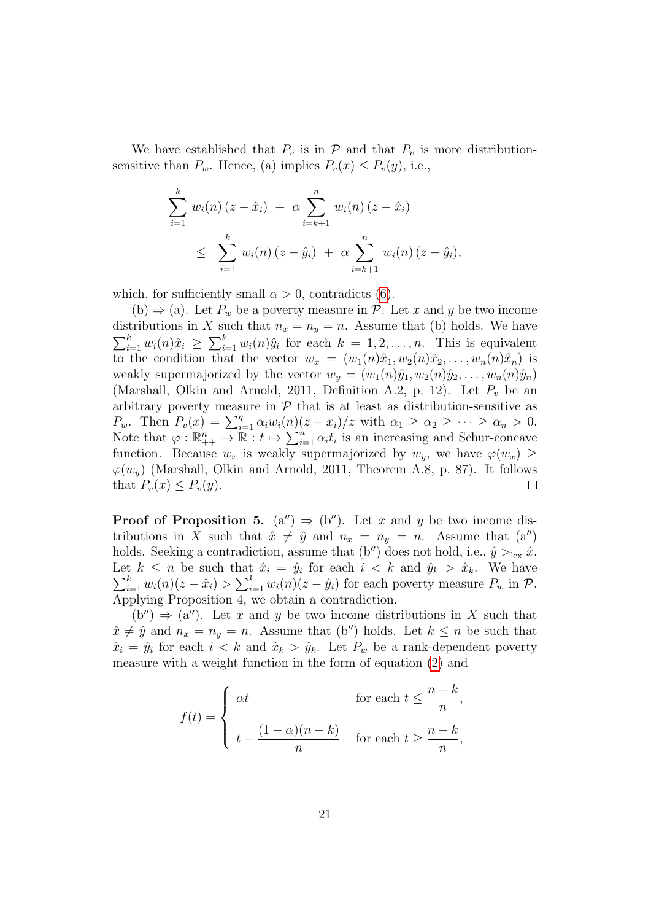We have established that $P_v$ is in $\mathcal{P}$ and that $P_v$ is more distribution-sensitive than $P_w$. Hence, (a) implies $P_v(x) \le P_v(y)$, i.e.,

$$\sum_{i=1}^{k} w_i(n)\,(z-\hat{x}_i) \;+\; \alpha \sum_{i=k+1}^{n} w_i(n)\,(z-\hat{x}_i) \le \sum_{i=1}^{k} w_i(n)\,(z-\hat{y}_i) \;+\; \alpha \sum_{i=k+1}^{n} w_i(n)\,(z-\hat{y}_i),$$

which, for sufficiently small $\alpha > 0$, contradicts (6).

(b) $\Rightarrow$ (a). Let $P_w$ be a poverty measure in $\mathcal{P}$. Let $x$ and $y$ be two income distributions in $X$ such that $n_x = n_y = n$. Assume that (b) holds. We have $\sum_{i=1}^{k} w_i(n)\hat{x}_i \ge \sum_{i=1}^{k} w_i(n)\hat{y}_i$ for each $k = 1, 2, \ldots, n$. This is equivalent to the condition that the vector $w_x = (w_1(n)\hat{x}_1, w_2(n)\hat{x}_2, \ldots, w_n(n)\hat{x}_n)$ is weakly supermajorized by the vector $w_y = (w_1(n)\hat{y}_1, w_2(n)\hat{y}_2, \ldots, w_n(n)\hat{y}_n)$ (Marshall, Olkin and Arnold, 2011, Definition A.2, p. 12). Let $P_v$ be an arbitrary poverty measure in $\mathcal{P}$ that is at least as distribution-sensitive as $P_w$. Then $P_v(x) = \sum_{i=1}^{q} \alpha_i w_i(n)(z - x_i)/z$ with $\alpha_1 \ge \alpha_2 \ge \cdots \ge \alpha_n > 0$. Note that $\varphi : \mathbb{R}^n_{++} \to \mathbb{R} : t \mapsto \sum_{i=1}^{n} \alpha_i t_i$ is an increasing and Schur-concave function. Because $w_x$ is weakly supermajorized by $w_y$, we have $\varphi(w_x) \ge \varphi(w_y)$ (Marshall, Olkin and Arnold, 2011, Theorem A.8, p. 87). It follows that $P_v(x) \le P_v(y)$. $\square$

**Proof of Proposition 5.** (a$''$) $\Rightarrow$ (b$''$). Let $x$ and $y$ be two income distributions in $X$ such that $\hat{x} \ne \hat{y}$ and $n_x = n_y = n$. Assume that (a$''$) holds. Seeking a contradiction, assume that (b$''$) does not hold, i.e., $\hat{y} >_{\text{lex}} \hat{x}$. Let $k \le n$ be such that $\hat{x}_i = \hat{y}_i$ for each $i < k$ and $\hat{y}_k > \hat{x}_k$. We have $\sum_{i=1}^{k} w_i(n)(z - \hat{x}_i) > \sum_{i=1}^{k} w_i(n)(z - \hat{y}_i)$ for each poverty measure $P_w$ in $\mathcal{P}$. Applying Proposition 4, we obtain a contradiction.

(b$''$) $\Rightarrow$ (a$''$). Let $x$ and $y$ be two income distributions in $X$ such that $\hat{x} \ne \hat{y}$ and $n_x = n_y = n$. Assume that (b$''$) holds. Let $k \le n$ be such that $\hat{x}_i = \hat{y}_i$ for each $i < k$ and $\hat{x}_k > \hat{y}_k$. Let $P_w$ be a rank-dependent poverty measure with a weight function in the form of equation (2) and

$$f(t) = \begin{cases} \alpha t & \text{for each } t \le \dfrac{n-k}{n}, \\[2ex] t - \dfrac{(1-\alpha)(n-k)}{n} & \text{for each } t \ge \dfrac{n-k}{n}, \end{cases}$$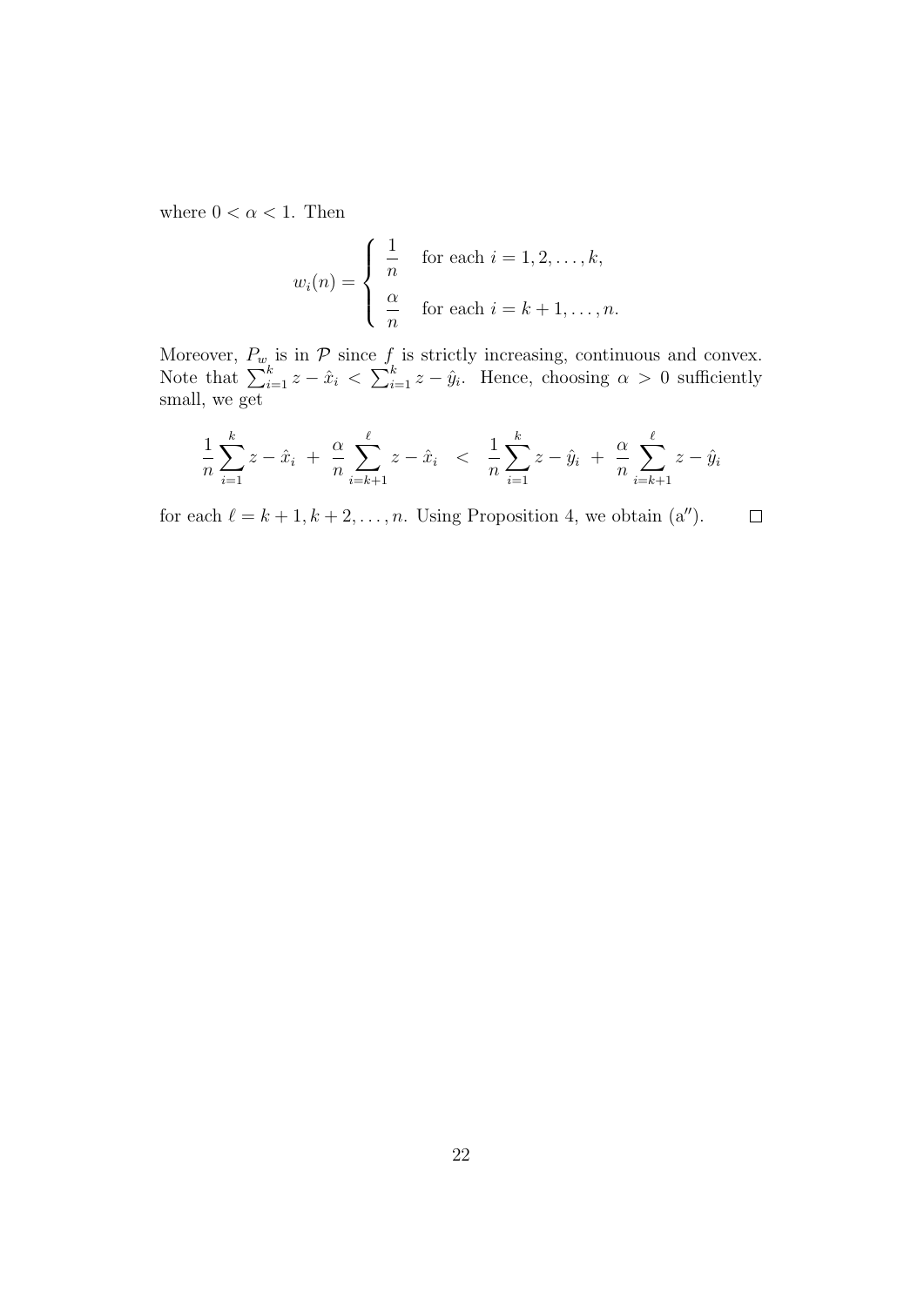where $0 < \alpha < 1$. Then

$$w_i(n) = \begin{cases} \dfrac{1}{n} & \text{for each } i = 1, 2, \ldots, k, \\[2ex] \dfrac{\alpha}{n} & \text{for each } i = k+1, \ldots, n. \end{cases}$$

Moreover, $P_w$ is in $\mathcal{P}$ since $f$ is strictly increasing, continuous and convex. Note that $\sum_{i=1}^{k} z - \hat{x}_i < \sum_{i=1}^{k} z - \hat{y}_i$. Hence, choosing $\alpha > 0$ sufficiently small, we get

$$\frac{1}{n}\sum_{i=1}^{k} z - \hat{x}_i \;+\; \frac{\alpha}{n}\sum_{i=k+1}^{\ell} z - \hat{x}_i \;\;<\;\; \frac{1}{n}\sum_{i=1}^{k} z - \hat{y}_i \;+\; \frac{\alpha}{n}\sum_{i=k+1}^{\ell} z - \hat{y}_i$$

for each $\ell = k+1, k+2, \ldots, n$. Using Proposition 4, we obtain (a$''$). $\square$